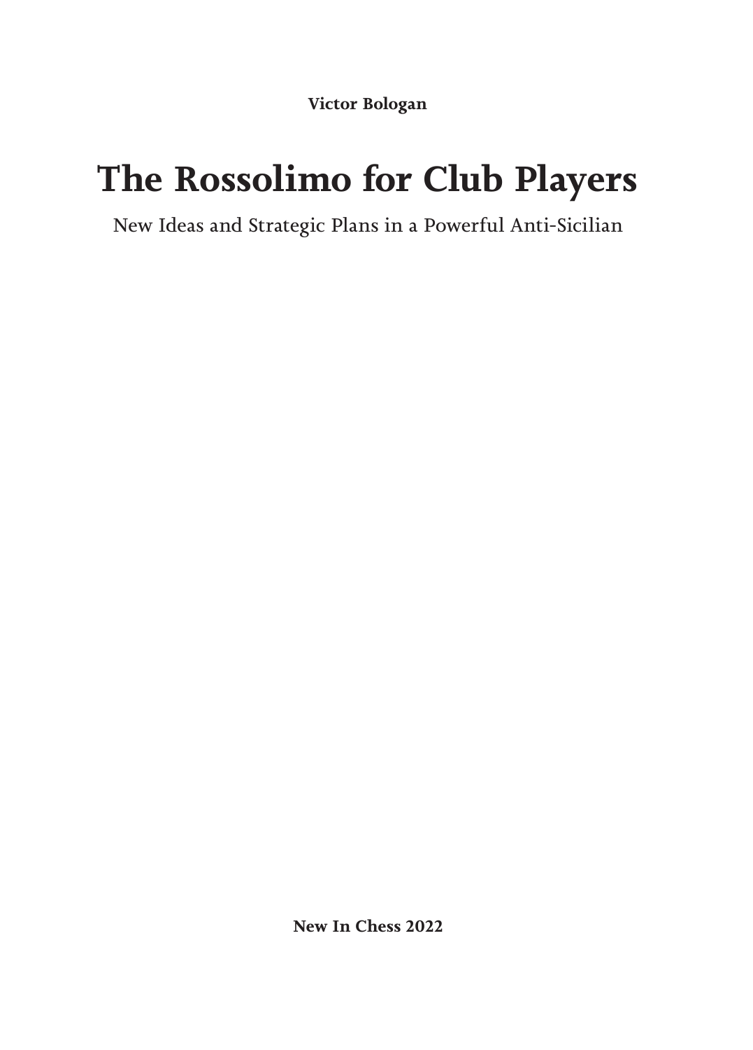**Victor Bologan**

# The Rossolimo for Club Players

New Ideas and Strategic Plans in a Powerful Anti-Sicilian

**New In Chess 2022**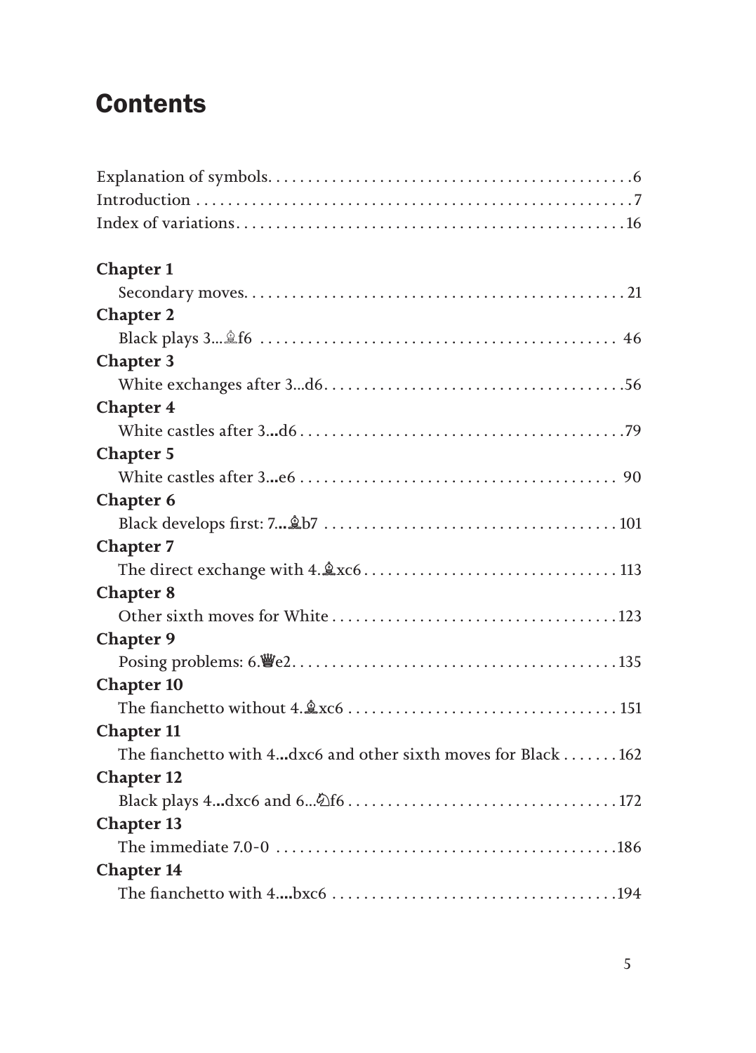# Contents

Explanation of symbols. . . . . . . . . . . . . . . . . . . . . . . . . . . . . . . . . . . . . . . . . . . . . 6
Introduction . . . . . . . . . . . . . . . . . . . . . . . . . . . . . . . . . . . . . . . . . . . . . . . . . . . . . . 7
Index of variations. . . . . . . . . . . . . . . . . . . . . . . . . . . . . . . . . . . . . . . . . . . . . . . . . 16

**Chapter 1**
Secondary moves. . . . . . . . . . . . . . . . . . . . . . . . . . . . . . . . . . . . . . . . . . . . . . . . . 21

**Chapter 2**
Black plays 3...♗f6 . . . . . . . . . . . . . . . . . . . . . . . . . . . . . . . . . . . . . . . . . . . . . 46

**Chapter 3**
White exchanges after 3...d6. . . . . . . . . . . . . . . . . . . . . . . . . . . . . . . . . . . . . . .56

**Chapter 4**
White castles after 3...d6 . . . . . . . . . . . . . . . . . . . . . . . . . . . . . . . . . . . . . . . . . .79

**Chapter 5**
White castles after 3...e6 . . . . . . . . . . . . . . . . . . . . . . . . . . . . . . . . . . . . . . . . . 90

**Chapter 6**
Black develops first: 7...♗b7 . . . . . . . . . . . . . . . . . . . . . . . . . . . . . . . . . . . . . . 101

**Chapter 7**
The direct exchange with 4.♗xc6 . . . . . . . . . . . . . . . . . . . . . . . . . . . . . . . . 113

**Chapter 8**
Other sixth moves for White . . . . . . . . . . . . . . . . . . . . . . . . . . . . . . . . . . . . .123

**Chapter 9**
Posing problems: 6.♕e2. . . . . . . . . . . . . . . . . . . . . . . . . . . . . . . . . . . . . . . . . .135

**Chapter 10**
The fianchetto without 4.♗xc6 . . . . . . . . . . . . . . . . . . . . . . . . . . . . . . . . . . . 151

**Chapter 11**
The fianchetto with 4...dxc6 and other sixth moves for Black . . . . . . . 162

**Chapter 12**
Black plays 4...dxc6 and 6...♘f6 . . . . . . . . . . . . . . . . . . . . . . . . . . . . . . . . . . 172

**Chapter 13**
The immediate 7.0-0 . . . . . . . . . . . . . . . . . . . . . . . . . . . . . . . . . . . . . . . . . . .186

**Chapter 14**
The fianchetto with 4...bxc6 . . . . . . . . . . . . . . . . . . . . . . . . . . . . . . . . . . . . .194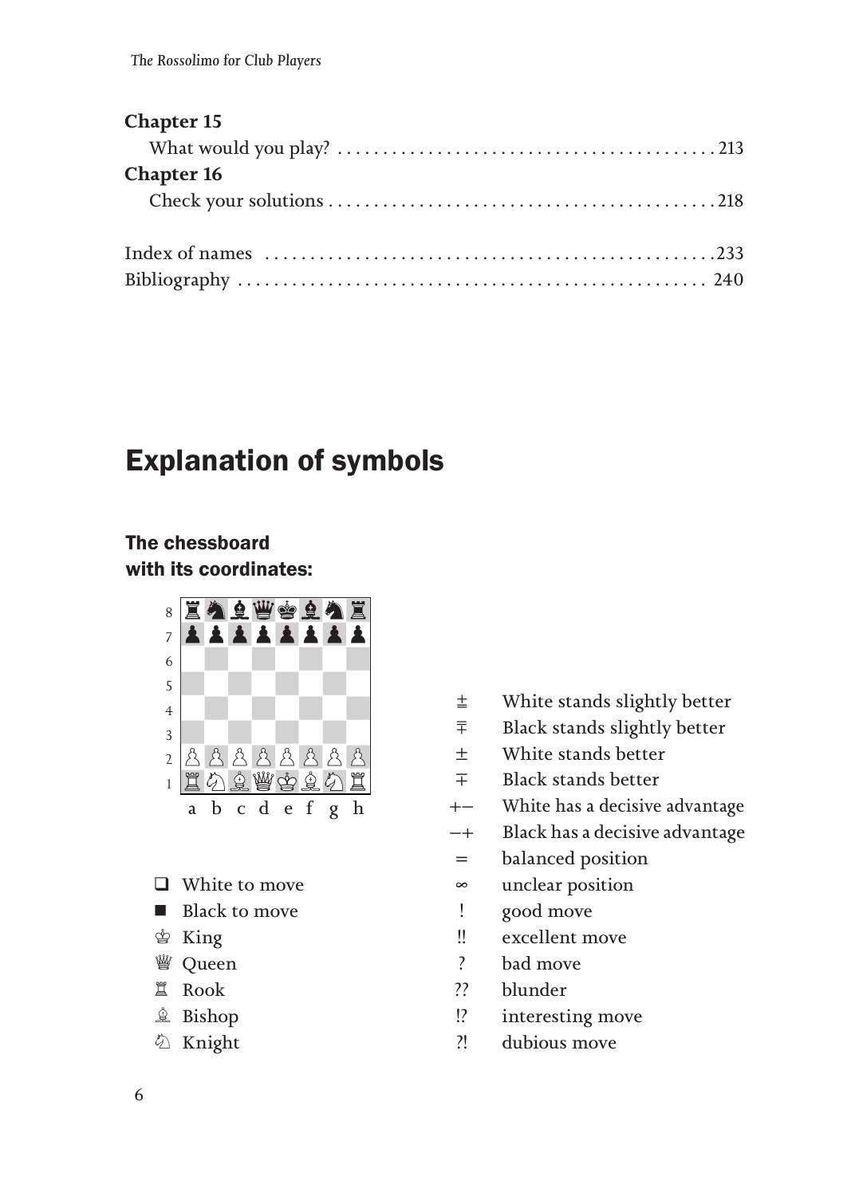**Chapter 15**

What would you play? ........................................... 213

**Chapter 16**

Check your solutions ........................................... 218

Index of names ........................................... 233

Bibliography ........................................... 240

# Explanation of symbols

## The chessboard with its coordinates:

| | | |
|---|---|---|
| □ | White to move | |
| ■ | Black to move | |
| ♔ | King | |
| ♕ | Queen | |
| ♖ | Rook | |
| ♗ | Bishop | |
| ♘ | Knight | |

| | |
|---|---|
| ⩲ | White stands slightly better |
| ⩱ | Black stands slightly better |
| ± | White stands better |
| ∓ | Black stands better |
| +− | White has a decisive advantage |
| −+ | Black has a decisive advantage |
| = | balanced position |
| ∞ | unclear position |
| ! | good move |
| !! | excellent move |
| ? | bad move |
| ?? | blunder |
| !? | interesting move |
| ?! | dubious move |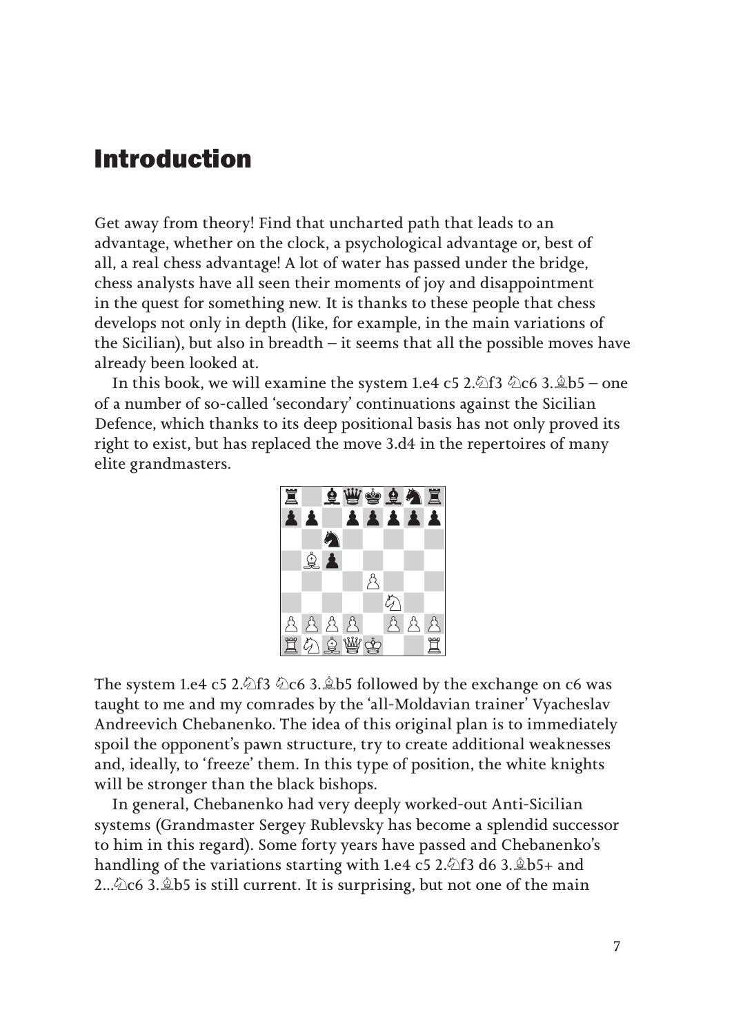# Introduction

Get away from theory! Find that uncharted path that leads to an advantage, whether on the clock, a psychological advantage or, best of all, a real chess advantage! A lot of water has passed under the bridge, chess analysts have all seen their moments of joy and disappointment in the quest for something new. It is thanks to these people that chess develops not only in depth (like, for example, in the main variations of the Sicilian), but also in breadth – it seems that all the possible moves have already been looked at.

In this book, we will examine the system 1.e4 c5 2.♘f3 ♘c6 3.♗b5 – one of a number of so-called 'secondary' continuations against the Sicilian Defence, which thanks to its deep positional basis has not only proved its right to exist, but has replaced the move 3.d4 in the repertoires of many elite grandmasters.

The system 1.e4 c5 2.♘f3 ♘c6 3.♗b5 followed by the exchange on c6 was taught to me and my comrades by the 'all-Moldavian trainer' Vyacheslav Andreevich Chebanenko. The idea of this original plan is to immediately spoil the opponent's pawn structure, try to create additional weaknesses and, ideally, to 'freeze' them. In this type of position, the white knights will be stronger than the black bishops.

In general, Chebanenko had very deeply worked-out Anti-Sicilian systems (Grandmaster Sergey Rublevsky has become a splendid successor to him in this regard). Some forty years have passed and Chebanenko's handling of the variations starting with 1.e4 c5 2.♘f3 d6 3.♗b5+ and 2...♘c6 3.♗b5 is still current. It is surprising, but not one of the main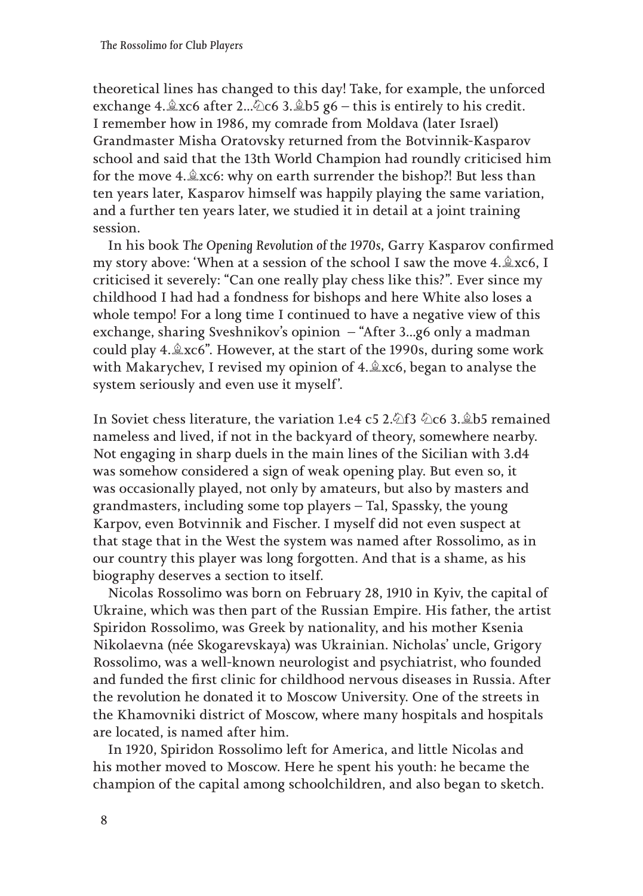theoretical lines has changed to this day! Take, for example, the unforced exchange 4.♗xc6 after 2...♘c6 3.♗b5 g6 – this is entirely to his credit. I remember how in 1986, my comrade from Moldava (later Israel) Grandmaster Misha Oratovsky returned from the Botvinnik-Kasparov school and said that the 13th World Champion had roundly criticised him for the move 4.♗xc6: why on earth surrender the bishop?! But less than ten years later, Kasparov himself was happily playing the same variation, and a further ten years later, we studied it in detail at a joint training session.

In his book *The Opening Revolution of the 1970s*, Garry Kasparov confirmed my story above: 'When at a session of the school I saw the move 4.♗xc6, I criticised it severely: "Can one really play chess like this?". Ever since my childhood I had had a fondness for bishops and here White also loses a whole tempo! For a long time I continued to have a negative view of this exchange, sharing Sveshnikov's opinion – "After 3...g6 only a madman could play 4.♗xc6". However, at the start of the 1990s, during some work with Makarychev, I revised my opinion of 4.♗xc6, began to analyse the system seriously and even use it myself'.

In Soviet chess literature, the variation 1.e4 c5 2.♘f3 ♘c6 3.♗b5 remained nameless and lived, if not in the backyard of theory, somewhere nearby. Not engaging in sharp duels in the main lines of the Sicilian with 3.d4 was somehow considered a sign of weak opening play. But even so, it was occasionally played, not only by amateurs, but also by masters and grandmasters, including some top players – Tal, Spassky, the young Karpov, even Botvinnik and Fischer. I myself did not even suspect at that stage that in the West the system was named after Rossolimo, as in our country this player was long forgotten. And that is a shame, as his biography deserves a section to itself.

Nicolas Rossolimo was born on February 28, 1910 in Kyiv, the capital of Ukraine, which was then part of the Russian Empire. His father, the artist Spiridon Rossolimo, was Greek by nationality, and his mother Ksenia Nikolaevna (née Skogarevskaya) was Ukrainian. Nicholas' uncle, Grigory Rossolimo, was a well-known neurologist and psychiatrist, who founded and funded the first clinic for childhood nervous diseases in Russia. After the revolution he donated it to Moscow University. One of the streets in the Khamovniki district of Moscow, where many hospitals and hospitals are located, is named after him.

In 1920, Spiridon Rossolimo left for America, and little Nicolas and his mother moved to Moscow. Here he spent his youth: he became the champion of the capital among schoolchildren, and also began to sketch.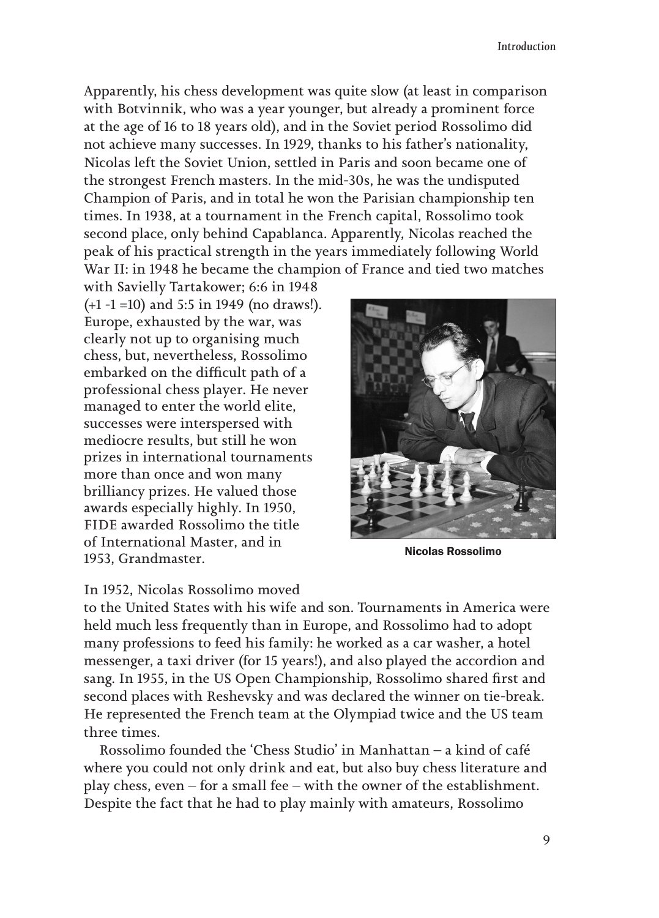Apparently, his chess development was quite slow (at least in comparison with Botvinnik, who was a year younger, but already a prominent force at the age of 16 to 18 years old), and in the Soviet period Rossolimo did not achieve many successes. In 1929, thanks to his father's nationality, Nicolas left the Soviet Union, settled in Paris and soon became one of the strongest French masters. In the mid-30s, he was the undisputed Champion of Paris, and in total he won the Parisian championship ten times. In 1938, at a tournament in the French capital, Rossolimo took second place, only behind Capablanca. Apparently, Nicolas reached the peak of his practical strength in the years immediately following World War II: in 1948 he became the champion of France and tied two matches with Savielly Tartakower; 6:6 in 1948 (+1 -1 =10) and 5:5 in 1949 (no draws!). Europe, exhausted by the war, was clearly not up to organising much chess, but, nevertheless, Rossolimo embarked on the difficult path of a professional chess player. He never managed to enter the world elite, successes were interspersed with mediocre results, but still he won prizes in international tournaments more than once and won many brilliancy prizes. He valued those awards especially highly. In 1950, FIDE awarded Rossolimo the title of International Master, and in 1953, Grandmaster.

**Nicolas Rossolimo**

In 1952, Nicolas Rossolimo moved to the United States with his wife and son. Tournaments in America were held much less frequently than in Europe, and Rossolimo had to adopt many professions to feed his family: he worked as a car washer, a hotel messenger, a taxi driver (for 15 years!), and also played the accordion and sang. In 1955, in the US Open Championship, Rossolimo shared first and second places with Reshevsky and was declared the winner on tie-break. He represented the French team at the Olympiad twice and the US team three times.

Rossolimo founded the 'Chess Studio' in Manhattan – a kind of café where you could not only drink and eat, but also buy chess literature and play chess, even – for a small fee – with the owner of the establishment. Despite the fact that he had to play mainly with amateurs, Rossolimo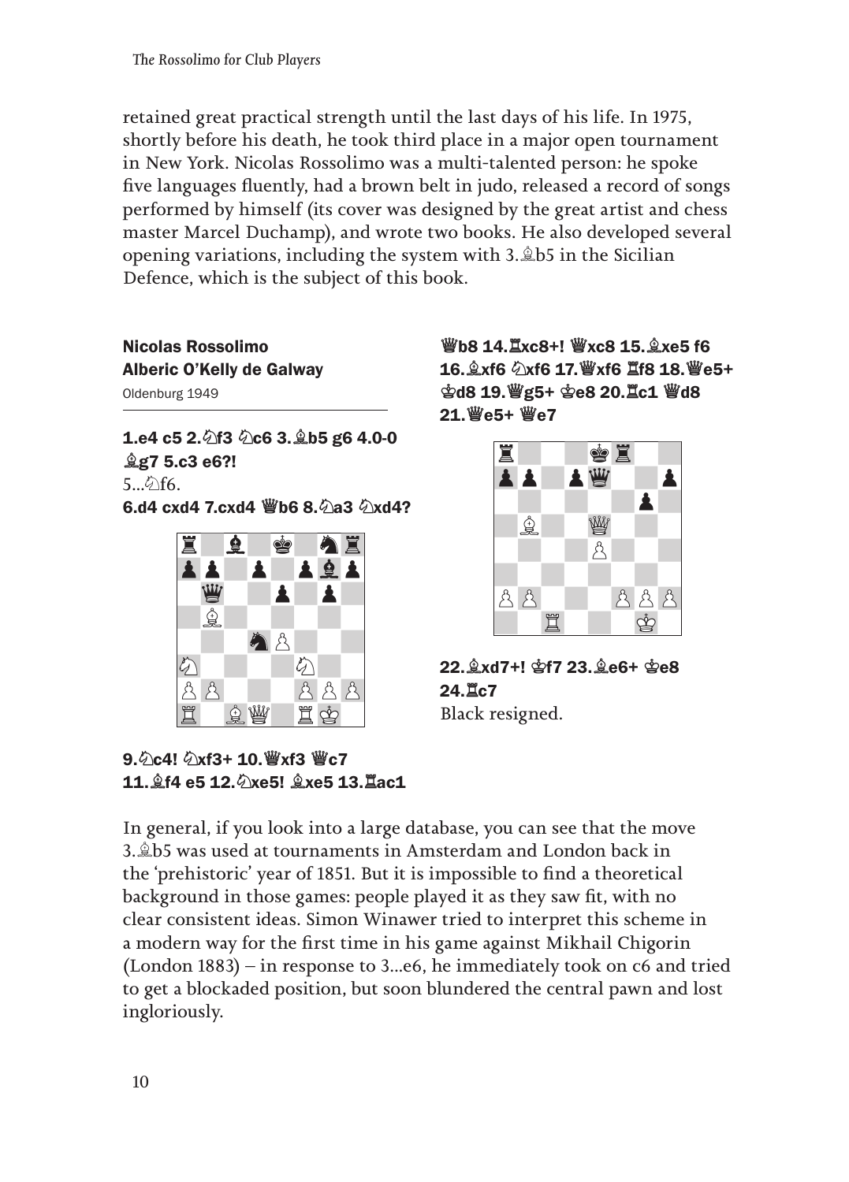retained great practical strength until the last days of his life. In 1975, shortly before his death, he took third place in a major open tournament in New York. Nicolas Rossolimo was a multi-talented person: he spoke five languages fluently, had a brown belt in judo, released a record of songs performed by himself (its cover was designed by the great artist and chess master Marcel Duchamp), and wrote two books. He also developed several opening variations, including the system with 3.♗b5 in the Sicilian Defence, which is the subject of this book.

**Nicolas Rossolimo**
**Alberic O'Kelly de Galway**
Oldenburg 1949

**1.e4 c5 2.♘f3 ♘c6 3.♗b5 g6 4.0-0 ♗g7 5.c3 e6?!**
5...♘f6.
**6.d4 cxd4 7.cxd4 ♕b6 8.♘a3 ♘xd4?**

**9.♘c4! ♘xf3+ 10.♕xf3 ♕c7 11.♗f4 e5 12.♘xe5! ♗xe5 13.♖ac1 ♕b8 14.♖xc8+! ♕xc8 15.♗xe5 f6 16.♗xf6 ♘xf6 17.♕xf6 ♖f8 18.♕e5+ ♔d8 19.♕g5+ ♔e8 20.♖c1 ♕d8 21.♕e5+ ♕e7**

**22.♗xd7+! ♔f7 23.♗e6+ ♔e8 24.♖c7**
Black resigned.

In general, if you look into a large database, you can see that the move 3.♗b5 was used at tournaments in Amsterdam and London back in the 'prehistoric' year of 1851. But it is impossible to find a theoretical background in those games: people played it as they saw fit, with no clear consistent ideas. Simon Winawer tried to interpret this scheme in a modern way for the first time in his game against Mikhail Chigorin (London 1883) – in response to 3...e6, he immediately took on c6 and tried to get a blockaded position, but soon blundered the central pawn and lost ingloriously.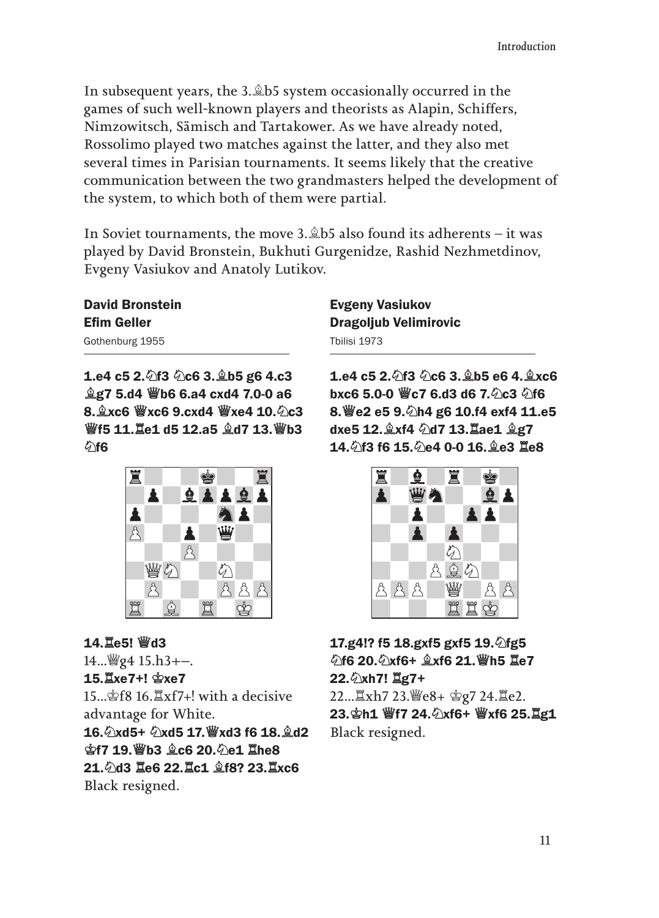In subsequent years, the 3.♗b5 system occasionally occurred in the games of such well-known players and theorists as Alapin, Schiffers, Nimzowitsch, Sämisch and Tartakower. As we have already noted, Rossolimo played two matches against the latter, and they also met several times in Parisian tournaments. It seems likely that the creative communication between the two grandmasters helped the development of the system, to which both of them were partial.

In Soviet tournaments, the move 3.♗b5 also found its adherents – it was played by David Bronstein, Bukhuti Gurgenidze, Rashid Nezhmetdinov, Evgeny Vasiukov and Anatoly Lutikov.

**David Bronstein**
**Efim Geller**
Gothenburg 1955

**1.e4 c5 2.♘f3 ♘c6 3.♗b5 g6 4.c3 ♗g7 5.d4 ♕b6 6.a4 cxd4 7.0-0 a6 8.♗xc6 ♕xc6 9.cxd4 ♕xe4 10.♘c3 ♕f5 11.♖e1 d5 12.a5 ♗d7 13.♕b3 ♘f6**

**14.♖e5! ♕d3**
14...♕g4 15.h3+–.
**15.♖xe7+! ♔xe7**
15...♔f8 16.♖xf7+! with a decisive advantage for White.
**16.♘xd5+ ♘xd5 17.♕xd3 f6 18.♗d2 ♔f7 19.♕b3 ♗c6 20.♘e1 ♖he8 21.♘d3 ♖e6 22.♖c1 ♗f8? 23.♖xc6**
Black resigned.

**Evgeny Vasiukov**
**Dragoljub Velimirovic**
Tbilisi 1973

**1.e4 c5 2.♘f3 ♘c6 3.♗b5 e6 4.♗xc6 bxc6 5.0-0 ♕c7 6.d3 d6 7.♘c3 ♘f6 8.♕e2 e5 9.♘h4 g6 10.f4 exf4 11.e5 dxe5 12.♗xf4 ♘d7 13.♖ae1 ♗g7 14.♘f3 f6 15.♘e4 0-0 16.♗e3 ♖e8**

**17.g4!? f5 18.gxf5 gxf5 19.♘fg5 ♘f6 20.♘xf6+ ♗xf6 21.♕h5 ♖e7 22.♘xh7! ♖g7+**
22...♖xh7 23.♕e8+ ♔g7 24.♖e2.
**23.♔h1 ♕f7 24.♘xf6+ ♕xf6 25.♖g1**
Black resigned.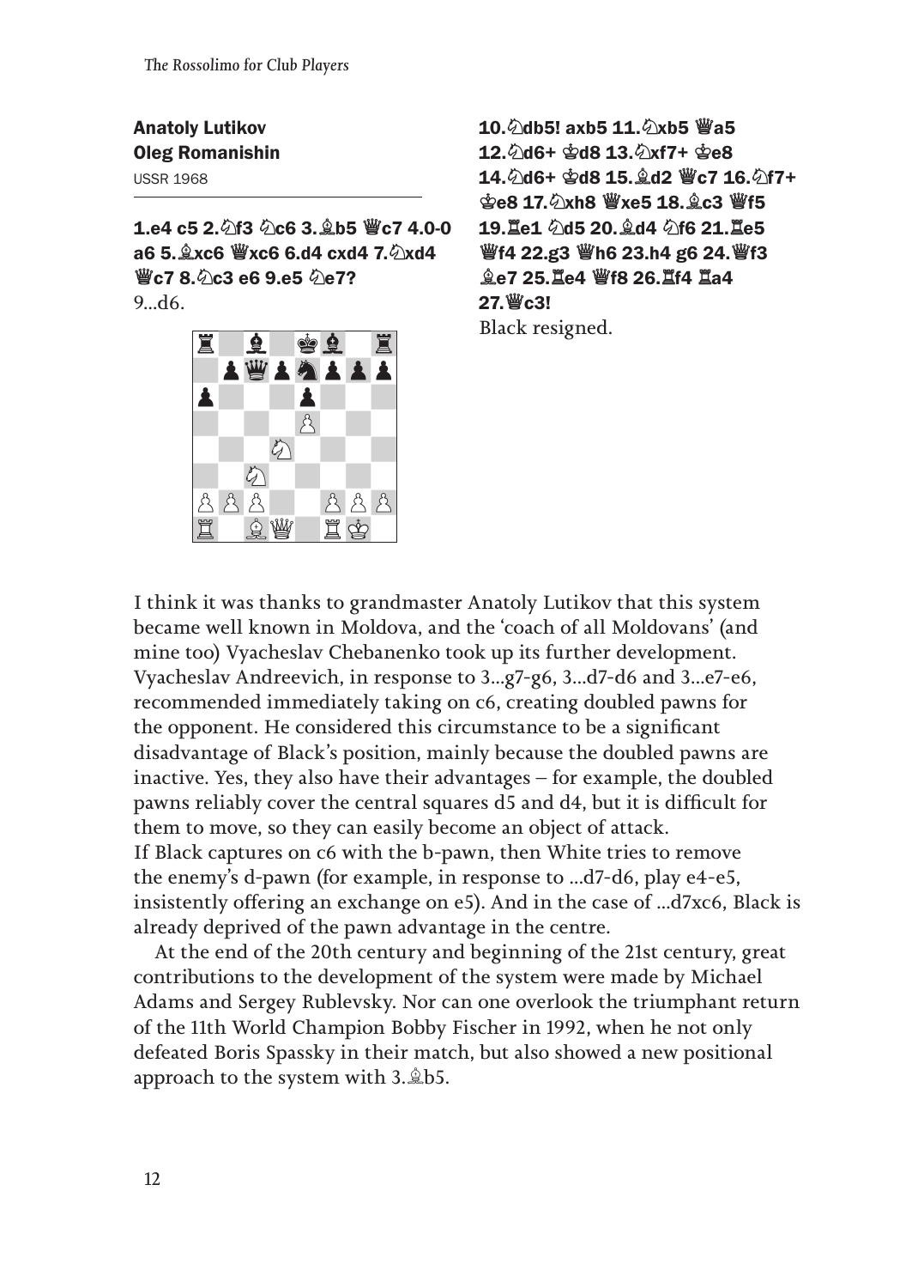**Anatoly Lutikov**
**Oleg Romanishin**
USSR 1968

**1.e4 c5 2.♘f3 ♘c6 3.♗b5 ♕c7 4.0-0 a6 5.♗xc6 ♕xc6 6.d4 cxd4 7.♘xd4 ♕c7 8.♘c3 e6 9.e5 ♘e7?**
9...d6.

**10.♘db5! axb5 11.♘xb5 ♕a5 12.♘d6+ ♔d8 13.♘xf7+ ♔e8 14.♘d6+ ♔d8 15.♗d2 ♕c7 16.♘f7+ ♔e8 17.♘xh8 ♕xe5 18.♗c3 ♕f5 19.♖e1 ♘d5 20.♗d4 ♘f6 21.♖e5 ♕f4 22.g3 ♕h6 23.h4 g6 24.♕f3 ♗e7 25.♖e4 ♕f8 26.♖f4 ♖a4 27.♕c3!**
Black resigned.

I think it was thanks to grandmaster Anatoly Lutikov that this system became well known in Moldova, and the 'coach of all Moldovans' (and mine too) Vyacheslav Chebanenko took up its further development. Vyacheslav Andreevich, in response to 3...g7-g6, 3...d7-d6 and 3...e7-e6, recommended immediately taking on c6, creating doubled pawns for the opponent. He considered this circumstance to be a significant disadvantage of Black's position, mainly because the doubled pawns are inactive. Yes, they also have their advantages – for example, the doubled pawns reliably cover the central squares d5 and d4, but it is difficult for them to move, so they can easily become an object of attack.
If Black captures on c6 with the b-pawn, then White tries to remove the enemy's d-pawn (for example, in response to ...d7-d6, play e4-e5, insistently offering an exchange on e5). And in the case of ...d7xc6, Black is already deprived of the pawn advantage in the centre.

At the end of the 20th century and beginning of the 21st century, great contributions to the development of the system were made by Michael Adams and Sergey Rublevsky. Nor can one overlook the triumphant return of the 11th World Champion Bobby Fischer in 1992, when he not only defeated Boris Spassky in their match, but also showed a new positional approach to the system with 3.♗b5.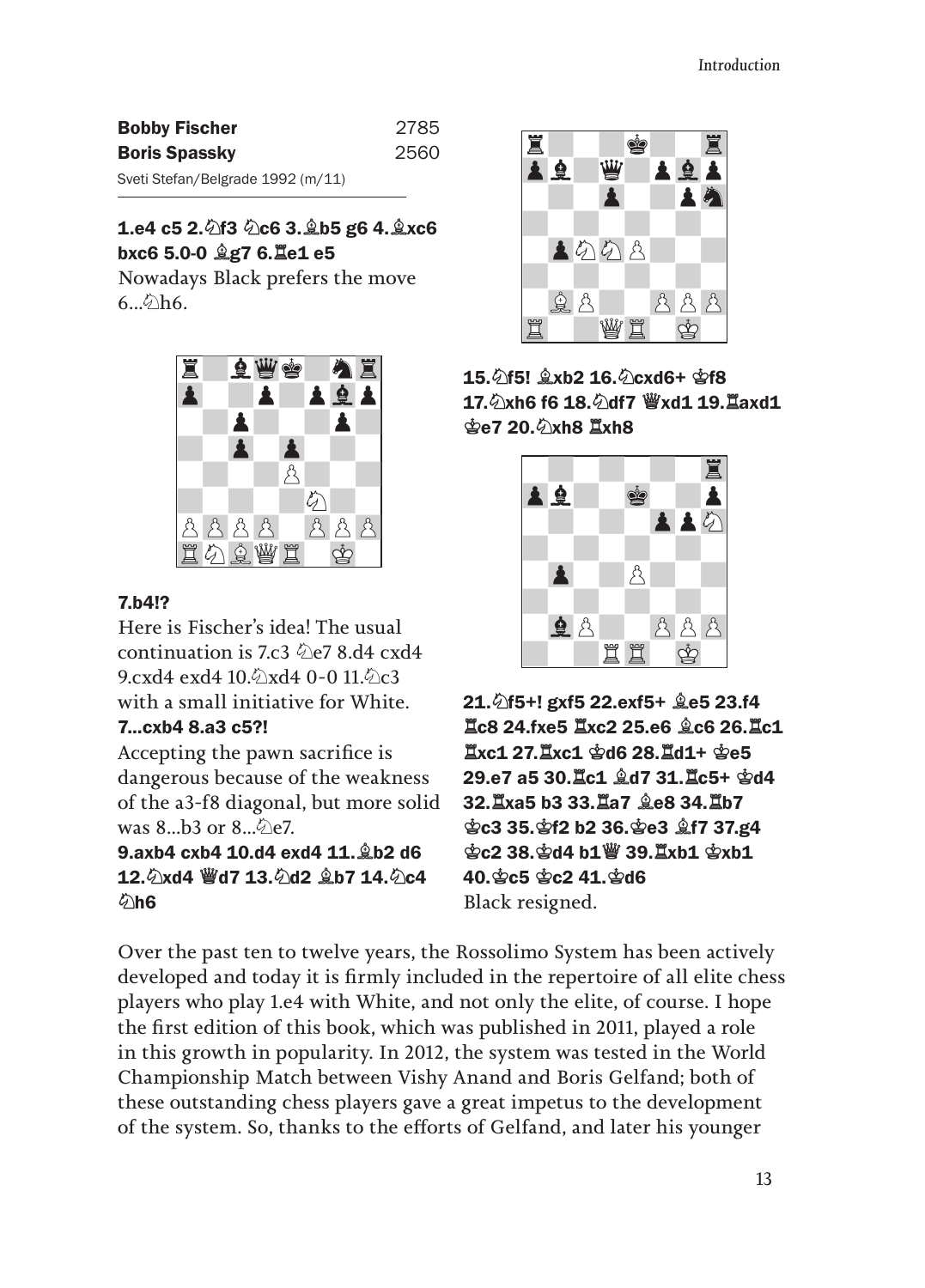**Bobby Fischer** 2785
**Boris Spassky** 2560
Sveti Stefan/Belgrade 1992 (m/11)

**1.e4 c5 2.♘f3 ♘c6 3.♗b5 g6 4.♗xc6 bxc6 5.0-0 ♗g7 6.♖e1 e5**
Nowadays Black prefers the move 6...♘h6.

**7.b4!?**
Here is Fischer's idea! The usual continuation is 7.c3 ♘e7 8.d4 cxd4 9.cxd4 exd4 10.♘xd4 0-0 11.♘c3 with a small initiative for White.

**7...cxb4 8.a3 c5?!**
Accepting the pawn sacrifice is dangerous because of the weakness of the a3-f8 diagonal, but more solid was 8...b3 or 8...♘e7.

**9.axb4 cxb4 10.d4 exd4 11.♗b2 d6 12.♘xd4 ♕d7 13.♘d2 ♗b7 14.♘c4 ♘h6**

**15.♘f5! ♗xb2 16.♘cxd6+ ♔f8 17.♘xh6 f6 18.♘df7 ♕xd1 19.♖axd1 ♔e7 20.♘xh8 ♖xh8**

**21.♘f5+! gxf5 22.exf5+ ♗e5 23.f4 ♖c8 24.fxe5 ♖xc2 25.e6 ♗c6 26.♖c1 ♖xc1 27.♖xc1 ♔d6 28.♖d1+ ♔e5 29.e7 a5 30.♖c1 ♗d7 31.♖c5+ ♔d4 32.♖xa5 b3 33.♖a7 ♗e8 34.♖b7 ♔c3 35.♔f2 b2 36.♔e3 ♗f7 37.g4 ♔c2 38.♔d4 b1♕ 39.♖xb1 ♔xb1 40.♔c5 ♔c2 41.♔d6**
Black resigned.

Over the past ten to twelve years, the Rossolimo System has been actively developed and today it is firmly included in the repertoire of all elite chess players who play 1.e4 with White, and not only the elite, of course. I hope the first edition of this book, which was published in 2011, played a role in this growth in popularity. In 2012, the system was tested in the World Championship Match between Vishy Anand and Boris Gelfand; both of these outstanding chess players gave a great impetus to the development of the system. So, thanks to the efforts of Gelfand, and later his younger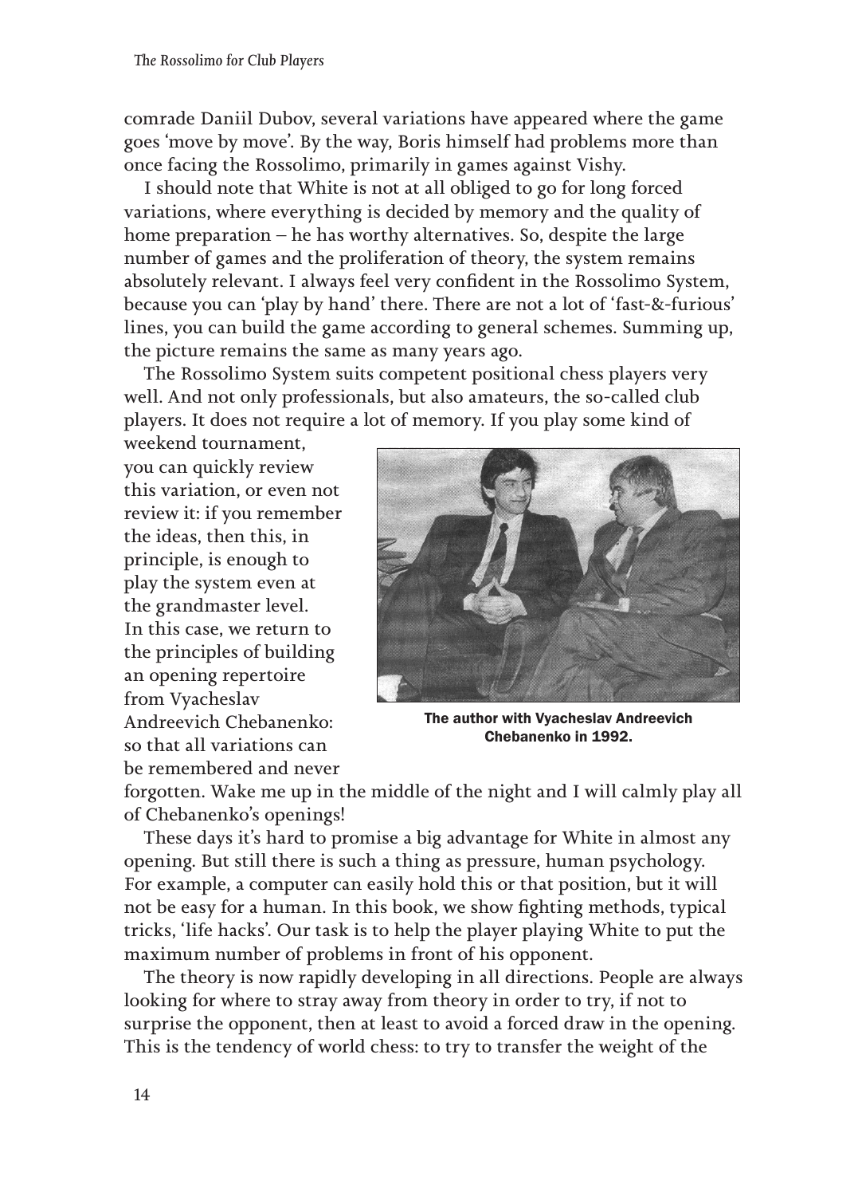comrade Daniil Dubov, several variations have appeared where the game goes 'move by move'. By the way, Boris himself had problems more than once facing the Rossolimo, primarily in games against Vishy.

I should note that White is not at all obliged to go for long forced variations, where everything is decided by memory and the quality of home preparation – he has worthy alternatives. So, despite the large number of games and the proliferation of theory, the system remains absolutely relevant. I always feel very confident in the Rossolimo System, because you can 'play by hand' there. There are not a lot of 'fast-&-furious' lines, you can build the game according to general schemes. Summing up, the picture remains the same as many years ago.

The Rossolimo System suits competent positional chess players very well. And not only professionals, but also amateurs, the so-called club players. It does not require a lot of memory. If you play some kind of weekend tournament, you can quickly review this variation, or even not review it: if you remember the ideas, then this, in principle, is enough to play the system even at the grandmaster level. In this case, we return to the principles of building an opening repertoire from Vyacheslav Andreevich Chebanenko: so that all variations can be remembered and never forgotten. Wake me up in the middle of the night and I will calmly play all of Chebanenko's openings!

The author with Vyacheslav Andreevich Chebanenko in 1992.

These days it's hard to promise a big advantage for White in almost any opening. But still there is such a thing as pressure, human psychology. For example, a computer can easily hold this or that position, but it will not be easy for a human. In this book, we show fighting methods, typical tricks, 'life hacks'. Our task is to help the player playing White to put the maximum number of problems in front of his opponent.

The theory is now rapidly developing in all directions. People are always looking for where to stray away from theory in order to try, if not to surprise the opponent, then at least to avoid a forced draw in the opening. This is the tendency of world chess: to try to transfer the weight of the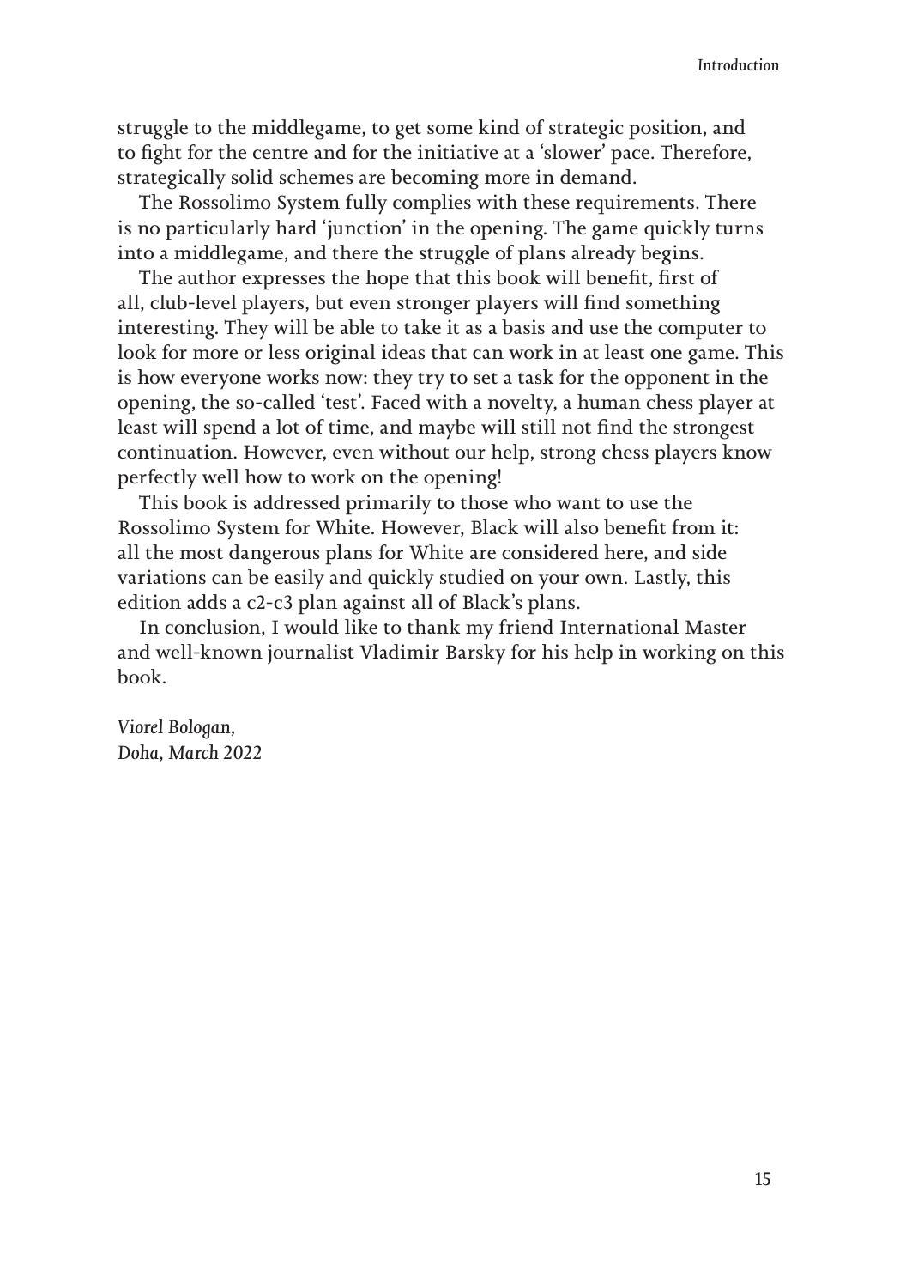struggle to the middlegame, to get some kind of strategic position, and to fight for the centre and for the initiative at a 'slower' pace. Therefore, strategically solid schemes are becoming more in demand.

The Rossolimo System fully complies with these requirements. There is no particularly hard 'junction' in the opening. The game quickly turns into a middlegame, and there the struggle of plans already begins.

The author expresses the hope that this book will benefit, first of all, club-level players, but even stronger players will find something interesting. They will be able to take it as a basis and use the computer to look for more or less original ideas that can work in at least one game. This is how everyone works now: they try to set a task for the opponent in the opening, the so-called 'test'. Faced with a novelty, a human chess player at least will spend a lot of time, and maybe will still not find the strongest continuation. However, even without our help, strong chess players know perfectly well how to work on the opening!

This book is addressed primarily to those who want to use the Rossolimo System for White. However, Black will also benefit from it: all the most dangerous plans for White are considered here, and side variations can be easily and quickly studied on your own. Lastly, this edition adds a c2-c3 plan against all of Black's plans.

In conclusion, I would like to thank my friend International Master and well-known journalist Vladimir Barsky for his help in working on this book.

*Viorel Bologan,*
*Doha, March 2022*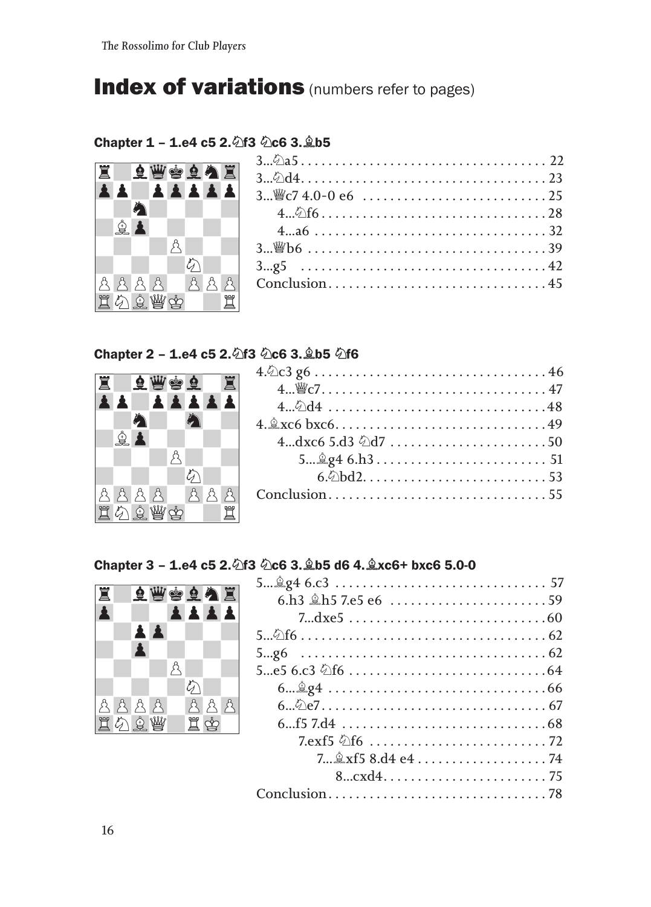# Index of variations (numbers refer to pages)

### Chapter 1 – 1.e4 c5 2.♘f3 ♘c6 3.♗b5

3...♘a5 . . . . . . . . . . . . . . . . . . . . . . . . . . . . . . . . . . . 22
3...♘d4. . . . . . . . . . . . . . . . . . . . . . . . . . . . . . . . . . . 23
3...♕c7 4.0-0 e6 . . . . . . . . . . . . . . . . . . . . . . . . . . 25
    4...♘f6 . . . . . . . . . . . . . . . . . . . . . . . . . . . . . . . 28
    4...a6 . . . . . . . . . . . . . . . . . . . . . . . . . . . . . . . . 32
3...♕b6 . . . . . . . . . . . . . . . . . . . . . . . . . . . . . . . . . . 39
3...g5 . . . . . . . . . . . . . . . . . . . . . . . . . . . . . . . . . . . 42
Conclusion. . . . . . . . . . . . . . . . . . . . . . . . . . . . . . . 45

### Chapter 2 – 1.e4 c5 2.♘f3 ♘c6 3.♗b5 ♘f6

4.♘c3 g6 . . . . . . . . . . . . . . . . . . . . . . . . . . . . . . . . . 46
    4...♕c7. . . . . . . . . . . . . . . . . . . . . . . . . . . . . . . . 47
    4...♘d4 . . . . . . . . . . . . . . . . . . . . . . . . . . . . . . . 48
4.♗xc6 bxc6. . . . . . . . . . . . . . . . . . . . . . . . . . . . . . 49
    4...dxc6 5.d3 ♘d7 . . . . . . . . . . . . . . . . . . . . . . 50
        5...♗g4 6.h3 . . . . . . . . . . . . . . . . . . . . . . . . 51
            6.♘bd2. . . . . . . . . . . . . . . . . . . . . . . . . . 53
Conclusion. . . . . . . . . . . . . . . . . . . . . . . . . . . . . . . 55

### Chapter 3 – 1.e4 c5 2.♘f3 ♘c6 3.♗b5 d6 4.♗xc6+ bxc6 5.0-0

5...♗g4 6.c3 . . . . . . . . . . . . . . . . . . . . . . . . . . . . . . 57
    6.h3 ♗h5 7.e5 e6 . . . . . . . . . . . . . . . . . . . . . . . 59
        7...dxe5 . . . . . . . . . . . . . . . . . . . . . . . . . . . . 60
5...♘f6 . . . . . . . . . . . . . . . . . . . . . . . . . . . . . . . . . . . 62
5...g6 . . . . . . . . . . . . . . . . . . . . . . . . . . . . . . . . . . . 62
5...e5 6.c3 ♘f6 . . . . . . . . . . . . . . . . . . . . . . . . . . . . 64
    6...♗g4 . . . . . . . . . . . . . . . . . . . . . . . . . . . . . . . 66
    6...♘e7. . . . . . . . . . . . . . . . . . . . . . . . . . . . . . . . 67
    6...f5 7.d4 . . . . . . . . . . . . . . . . . . . . . . . . . . . . . 68
        7.exf5 ♘f6 . . . . . . . . . . . . . . . . . . . . . . . . . 72
            7...♗xf5 8.d4 e4 . . . . . . . . . . . . . . . . . . 74
                8...cxd4. . . . . . . . . . . . . . . . . . . . . . . 75
Conclusion. . . . . . . . . . . . . . . . . . . . . . . . . . . . . . . 78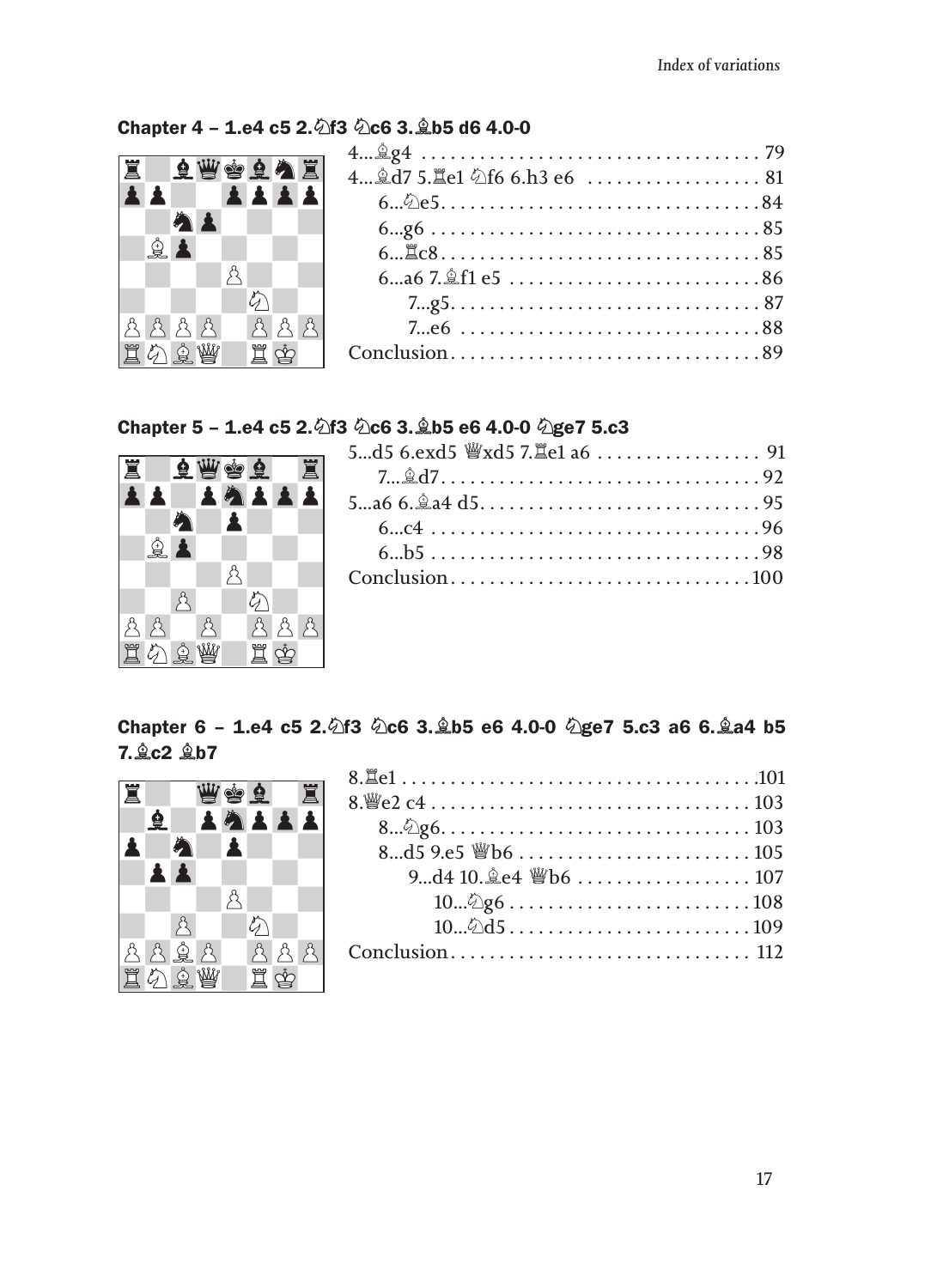## Chapter 4 – 1.e4 c5 2.♘f3 ♘c6 3.♗b5 d6 4.0-0

4...♗g4 . . . . . . . . . . . . . . . . . . . . . . . . . . . . . . . . . 79
4...♗d7 5.♖e1 ♘f6 6.h3 e6 . . . . . . . . . . . . . . . . . 81
  6...♘e5. . . . . . . . . . . . . . . . . . . . . . . . . . . . . . . . 84
  6...g6 . . . . . . . . . . . . . . . . . . . . . . . . . . . . . . . . 85
  6...♖c8. . . . . . . . . . . . . . . . . . . . . . . . . . . . . . . . 85
  6...a6 7.♗f1 e5 . . . . . . . . . . . . . . . . . . . . . . . . . 86
    7...g5. . . . . . . . . . . . . . . . . . . . . . . . . . . . . . . 87
    7...e6 . . . . . . . . . . . . . . . . . . . . . . . . . . . . . . 88
Conclusion. . . . . . . . . . . . . . . . . . . . . . . . . . . . . . . 89

## Chapter 5 – 1.e4 c5 2.♘f3 ♘c6 3.♗b5 e6 4.0-0 ♘ge7 5.c3

5...d5 6.exd5 ♕xd5 7.♖e1 a6 . . . . . . . . . . . . . . . . 91
  7...♗d7. . . . . . . . . . . . . . . . . . . . . . . . . . . . . . . . 92
5...a6 6.♗a4 d5. . . . . . . . . . . . . . . . . . . . . . . . . . . . 95
  6...c4 . . . . . . . . . . . . . . . . . . . . . . . . . . . . . . . . 96
  6...b5 . . . . . . . . . . . . . . . . . . . . . . . . . . . . . . . . 98
Conclusion. . . . . . . . . . . . . . . . . . . . . . . . . . . . . . 100

## Chapter 6 – 1.e4 c5 2.♘f3 ♘c6 3.♗b5 e6 4.0-0 ♘ge7 5.c3 a6 6.♗a4 b5 7.♗c2 ♗b7

8.♖e1 . . . . . . . . . . . . . . . . . . . . . . . . . . . . . . . . . . 101
8.♕e2 c4 . . . . . . . . . . . . . . . . . . . . . . . . . . . . . . . 103
  8...♘g6. . . . . . . . . . . . . . . . . . . . . . . . . . . . . . . 103
  8...d5 9.e5 ♕b6 . . . . . . . . . . . . . . . . . . . . . . . 105
    9...d4 10.♗e4 ♕b6 . . . . . . . . . . . . . . . . . . 107
      10...♘g6 . . . . . . . . . . . . . . . . . . . . . . . . . 108
      10...♘d5 . . . . . . . . . . . . . . . . . . . . . . . . . 109
Conclusion. . . . . . . . . . . . . . . . . . . . . . . . . . . . . . 112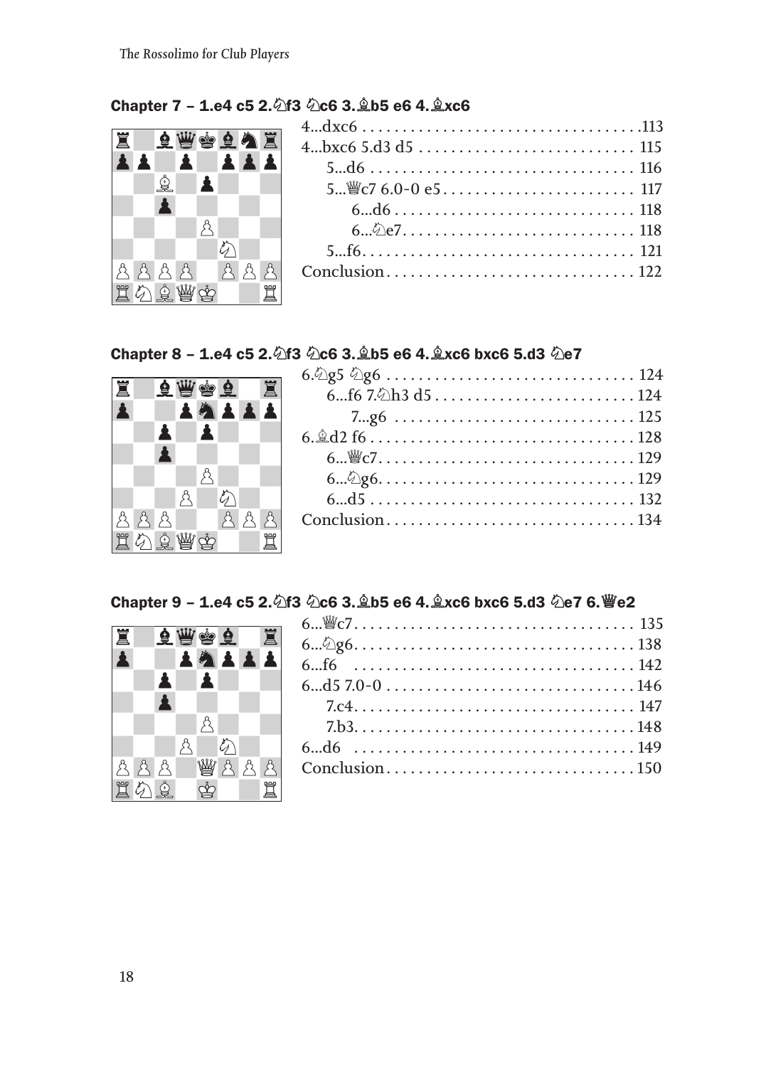## Chapter 7 – 1.e4 c5 2.♘f3 ♘c6 3.♗b5 e6 4.♗xc6

4...dxc6 .113
4...bxc6 5.d3 d5 115
5...d6 116
5...♕c7 6.0-0 e5 117
6...d6 118
6...♘e7 118
5...f6 121
Conclusion 122

## Chapter 8 – 1.e4 c5 2.♘f3 ♘c6 3.♗b5 e6 4.♗xc6 bxc6 5.d3 ♘e7

6.♘g5 ♘g6 124
6...f6 7.♘h3 d5 124
7...g6 125
6.♗d2 f6 128
6...♕c7 129
6...♘g6 129
6...d5 132
Conclusion 134

## Chapter 9 – 1.e4 c5 2.♘f3 ♘c6 3.♗b5 e6 4.♗xc6 bxc6 5.d3 ♘e7 6.♕e2

6...♕c7 135
6...♘g6 138
6...f6 142
6...d5 7.0-0 146
7.c4 147
7.b3 148
6...d6 149
Conclusion 150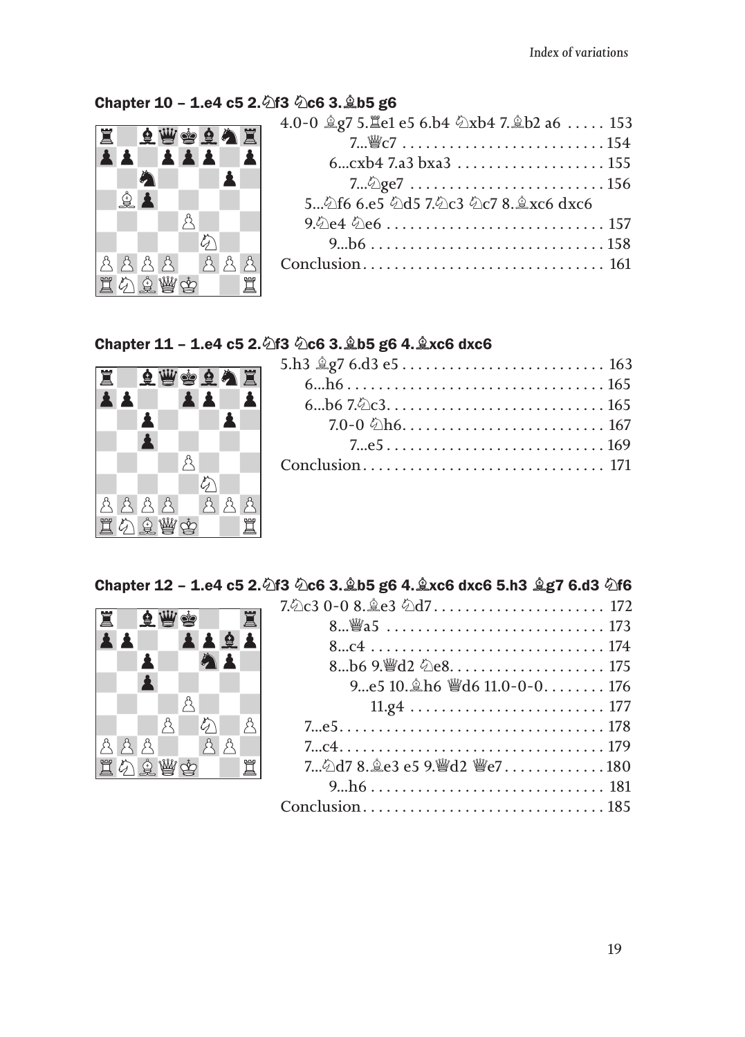## Chapter 10 – 1.e4 c5 2.♘f3 ♘c6 3.♗b5 g6

4.0-0 ♗g7 5.♖e1 e5 6.b4 ♘xb4 7.♗b2 a6 ..... 153
7...♕c7 .......................... 154
6...cxb4 7.a3 bxa3 ................... 155
7...♘ge7 ......................... 156
5...♘f6 6.e5 ♘d5 7.♘c3 ♘c7 8.♗xc6 dxc6
9.♘e4 ♘e6 ............................ 157
9...b6 ............................. 158
Conclusion.............................. 161

## Chapter 11 – 1.e4 c5 2.♘f3 ♘c6 3.♗b5 g6 4.♗xc6 dxc6

5.h3 ♗g7 6.d3 e5 .......................... 163
6...h6 ................................ 165
6...b6 7.♘c3............................ 165
7.0-0 ♘h6.......................... 167
7...e5 ........................... 169
Conclusion.............................. 171

## Chapter 12 – 1.e4 c5 2.♘f3 ♘c6 3.♗b5 g6 4.♗xc6 dxc6 5.h3 ♗g7 6.d3 ♘f6

7.♘c3 0-0 8.♗e3 ♘d7...................... 172
8...♕a5 ............................ 173
8...c4 ............................. 174
8...b6 9.♕d2 ♘e8.................... 175
9...e5 10.♗h6 ♕d6 11.0-0-0........ 176
11.g4 ........................ 177
7...e5.................................. 178
7...c4.................................. 179
7...♘d7 8.♗e3 e5 9.♕d2 ♕e7.............180
9...h6 .............................. 181
Conclusion..............................185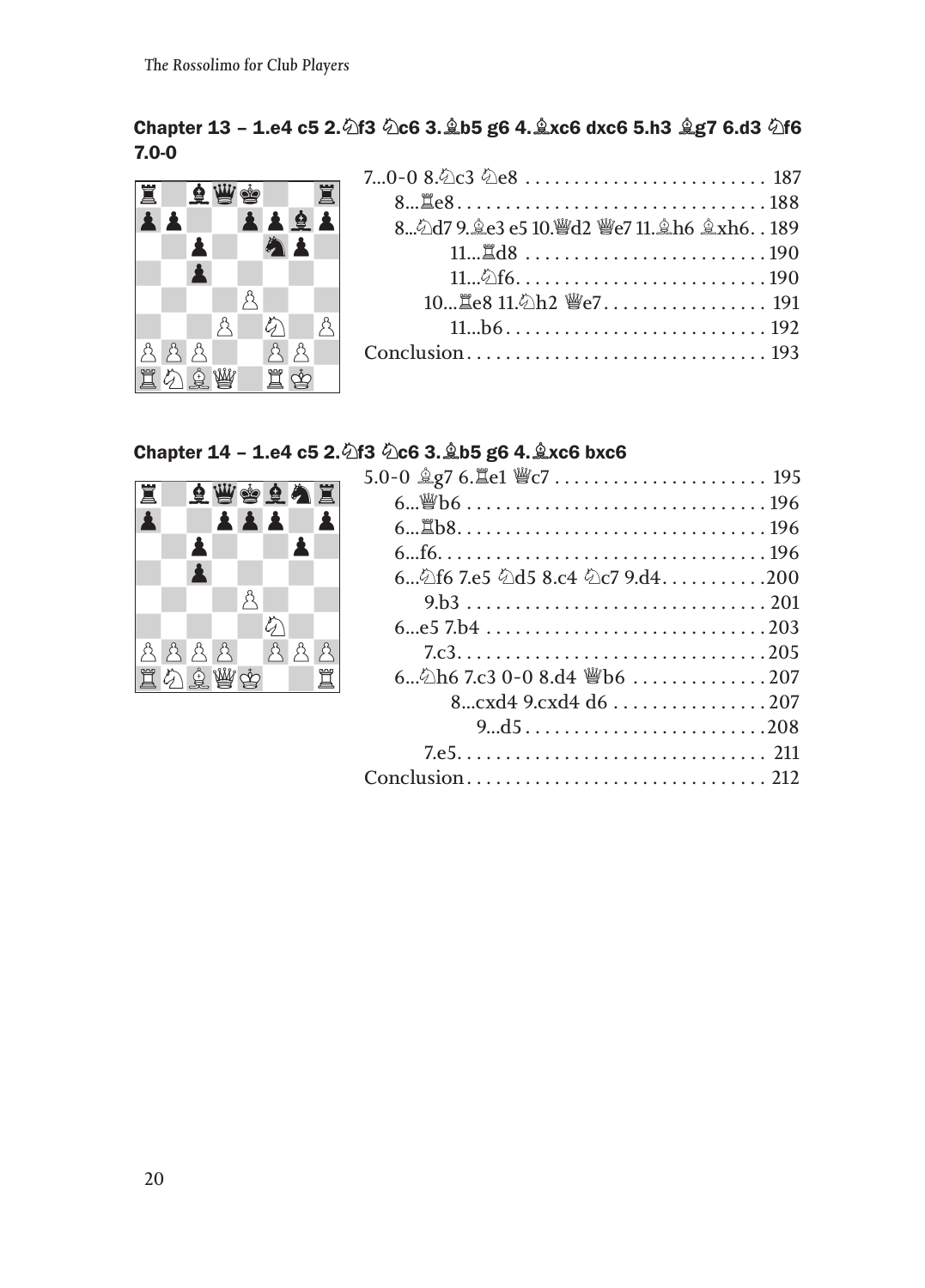## Chapter 13 – 1.e4 c5 2.♘f3 ♘c6 3.♗b5 g6 4.♗xc6 dxc6 5.h3 ♗g7 6.d3 ♘f6 7.0-0

7...0-0 8.♘c3 ♘e8 . . . . . . . . . . . . . . . . . . . . . . . . . 187
8...♖e8 . . . . . . . . . . . . . . . . . . . . . . . . . . . . . . . 188
8...♘d7 9.♗e3 e5 10.♕d2 ♕e7 11.♗h6 ♗xh6 . . 189
11...♖d8 . . . . . . . . . . . . . . . . . . . . . . . . 190
11...♘f6 . . . . . . . . . . . . . . . . . . . . . . . . . 190
10...♖e8 11.♘h2 ♕e7 . . . . . . . . . . . . . . . . 191
11...b6 . . . . . . . . . . . . . . . . . . . . . . . . . . 192
Conclusion . . . . . . . . . . . . . . . . . . . . . . . . . . . . . . 193

## Chapter 14 – 1.e4 c5 2.♘f3 ♘c6 3.♗b5 g6 4.♗xc6 bxc6

5.0-0 ♗g7 6.♖e1 ♕c7 . . . . . . . . . . . . . . . . . . . . . 195
6...♕b6 . . . . . . . . . . . . . . . . . . . . . . . . . . . . . . . 196
6...♖b8 . . . . . . . . . . . . . . . . . . . . . . . . . . . . . . . 196
6...f6 . . . . . . . . . . . . . . . . . . . . . . . . . . . . . . . . . 196
6...♘f6 7.e5 ♘d5 8.c4 ♘c7 9.d4 . . . . . . . . . . . 200
9.b3 . . . . . . . . . . . . . . . . . . . . . . . . . . . . . . . 201
6...e5 7.b4 . . . . . . . . . . . . . . . . . . . . . . . . . . . . 203
7.c3 . . . . . . . . . . . . . . . . . . . . . . . . . . . . . . . 205
6...♘h6 7.c3 0-0 8.d4 ♕b6 . . . . . . . . . . . . . . 207
8...cxd4 9.cxd4 d6 . . . . . . . . . . . . . . . . 207
9...d5 . . . . . . . . . . . . . . . . . . . . . . . . . 208
7.e5 . . . . . . . . . . . . . . . . . . . . . . . . . . . . . . . 211
Conclusion . . . . . . . . . . . . . . . . . . . . . . . . . . . . . . 212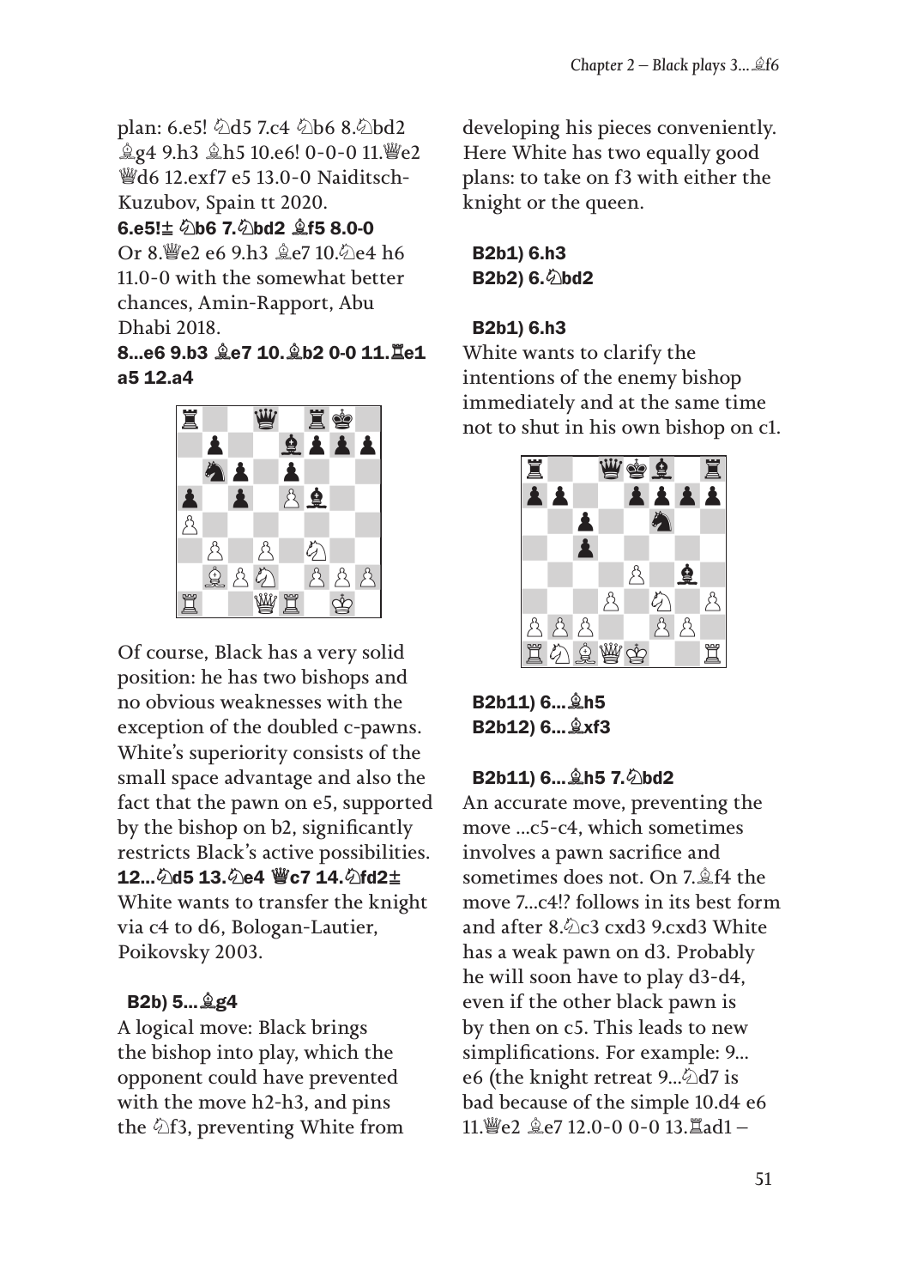plan: 6.e5! ♘d5 7.c4 ♘b6 8.♘bd2 ♗g4 9.h3 ♗h5 10.e6! 0-0-0 11.♕e2 ♕d6 12.exf7 e5 13.0-0 Naiditsch-Kuzubov, Spain tt 2020.

**6.e5!± ♘b6 7.♘bd2 ♗f5 8.0-0**

Or 8.♕e2 e6 9.h3 ♗e7 10.♘e4 h6 11.0-0 with the somewhat better chances, Amin-Rapport, Abu Dhabi 2018.

**8...e6 9.b3 ♗e7 10.♗b2 0-0 11.♖e1 a5 12.a4**

Of course, Black has a very solid position: he has two bishops and no obvious weaknesses with the exception of the doubled c-pawns. White's superiority consists of the small space advantage and also the fact that the pawn on e5, supported by the bishop on b2, significantly restricts Black's active possibilities.

**12...♘d5 13.♘e4 ♕c7 14.♘fd2±**

White wants to transfer the knight via c4 to d6, Bologan-Lautier, Poikovsky 2003.

### B2b) 5...♗g4

A logical move: Black brings the bishop into play, which the opponent could have prevented with the move h2-h3, and pins the ♘f3, preventing White from developing his pieces conveniently. Here White has two equally good plans: to take on f3 with either the knight or the queen.

**B2b1) 6.h3**
**B2b2) 6.♘bd2**

### B2b1) 6.h3

White wants to clarify the intentions of the enemy bishop immediately and at the same time not to shut in his own bishop on c1.

**B2b11) 6...♗h5**
**B2b12) 6...♗xf3**

### B2b11) 6...♗h5 7.♘bd2

An accurate move, preventing the move ...c5-c4, which sometimes involves a pawn sacrifice and sometimes does not. On 7.♗f4 the move 7...c4!? follows in its best form and after 8.♘c3 cxd3 9.cxd3 White has a weak pawn on d3. Probably he will soon have to play d3-d4, even if the other black pawn is by then on c5. This leads to new simplifications. For example: 9...e6 (the knight retreat 9...♘d7 is bad because of the simple 10.d4 e6 11.♕e2 ♗e7 12.0-0 0-0 13.♖ad1 –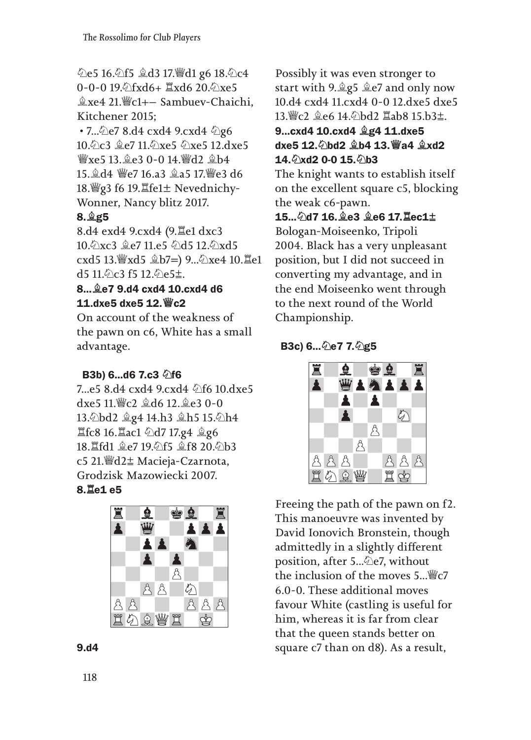♘e5 16.♘f5 ♗d3 17.♕d1 g6 18.♘c4 0-0-0 19.♘fxd6+ ♖xd6 20.♘xe5 ♗xe4 21.♕c1+− Sambuev-Chaichi, Kitchener 2015;

• 7...♘e7 8.d4 cxd4 9.cxd4 ♘g6 10.♘c3 ♗e7 11.♘xe5 ♘xe5 12.dxe5 ♕xe5 13.♗e3 0-0 14.♕d2 ♗b4 15.♗d4 ♕e7 16.a3 ♗a5 17.♕e3 d6 18.♕g3 f6 19.♖fe1± Nevednichy-Wonner, Nancy blitz 2017.

**8.♗g5**

8.d4 exd4 9.cxd4 (9.♖e1 dxc3 10.♘xc3 ♗e7 11.e5 ♘d5 12.♘xd5 cxd5 13.♕xd5 ♗b7=) 9...♘xe4 10.♖e1 d5 11.♘c3 f5 12.♘e5±.

**8...♗e7 9.d4 cxd4 10.cxd4 d6 11.dxe5 dxe5 12.♕c2**

On account of the weakness of the pawn on c6, White has a small advantage.

### B3b) 6...d6 7.c3 ♘f6

7...e5 8.d4 cxd4 9.cxd4 ♘f6 10.dxe5 dxe5 11.♕c2 ♗d6 12.♗e3 0-0 13.♘bd2 ♗g4 14.h3 ♗h5 15.♘h4 ♖fc8 16.♖ac1 ♘d7 17.g4 ♗g6 18.♖fd1 ♗e7 19.♘f5 ♗f8 20.♘b3 c5 21.♕d2± Macieja-Czarnota, Grodzisk Mazowiecki 2007.

**8.♖e1 e5**

**9.d4**

Possibly it was even stronger to start with 9.♗g5 ♗e7 and only now 10.d4 cxd4 11.cxd4 0-0 12.dxe5 dxe5 13.♕c2 ♗e6 14.♘bd2 ♖ab8 15.b3±.

**9...cxd4 10.cxd4 ♗g4 11.dxe5 dxe5 12.♘bd2 ♗b4 13.♕a4 ♗xd2 14.♘xd2 0-0 15.♘b3**

The knight wants to establish itself on the excellent square c5, blocking the weak c6-pawn.

**15...♘d7 16.♗e3 ♗e6 17.♖ec1±**

Bologan-Moiseenko, Tripoli 2004. Black has a very unpleasant position, but I did not succeed in converting my advantage, and in the end Moiseenko went through to the next round of the World Championship.

### B3c) 6...♘e7 7.♘g5

Freeing the path of the pawn on f2. This manoeuvre was invented by David Ionovich Bronstein, though admittedly in a slightly different position, after 5...♘e7, without the inclusion of the moves 5...♕c7 6.0-0. These additional moves favour White (castling is useful for him, whereas it is far from clear that the queen stands better on square c7 than on d8). As a result,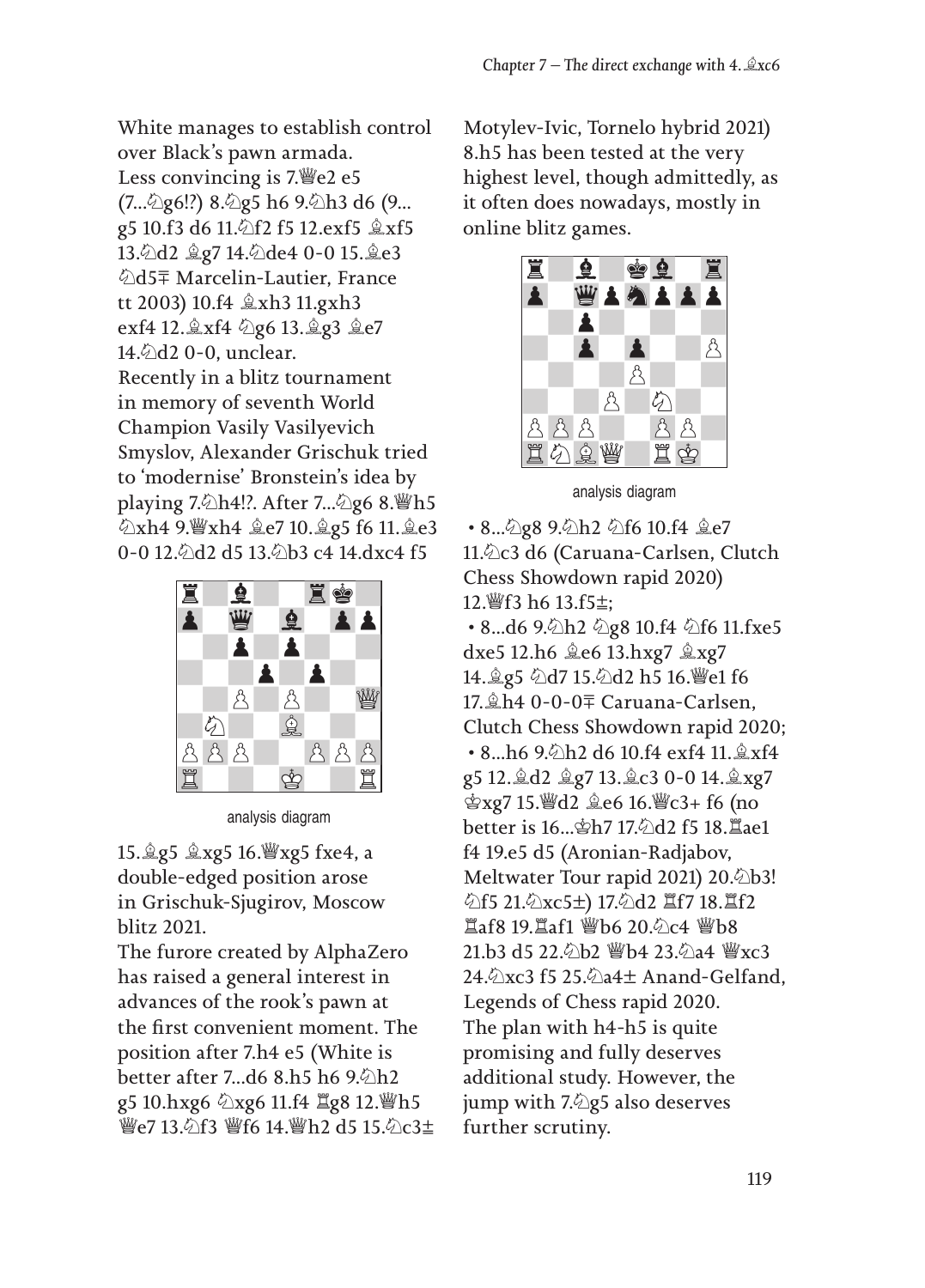White manages to establish control over Black's pawn armada.

Less convincing is 7.♕e2 e5 (7...♘g6!?) 8.♘g5 h6 9.♘h3 d6 (9...g5 10.f3 d6 11.♘f2 f5 12.exf5 ♗xf5 13.♘d2 ♗g7 14.♘de4 0-0 15.♗e3 ♘d5∓ Marcelin-Lautier, France tt 2003) 10.f4 ♗xh3 11.gxh3 exf4 12.♗xf4 ♘g6 13.♗g3 ♗e7 14.♘d2 0-0, unclear.

Recently in a blitz tournament in memory of seventh World Champion Vasily Vasilyevich Smyslov, Alexander Grischuk tried to 'modernise' Bronstein's idea by playing 7.♘h4!?. After 7...♘g6 8.♕h5 ♘xh4 9.♕xh4 ♗e7 10.♗g5 f6 11.♗e3 0-0 12.♘d2 d5 13.♘b3 c4 14.dxc4 f5

analysis diagram

15.♗g5 ♗xg5 16.♕xg5 fxe4, a double-edged position arose in Grischuk-Sjugirov, Moscow blitz 2021.

The furore created by AlphaZero has raised a general interest in advances of the rook's pawn at the first convenient moment. The position after 7.h4 e5 (White is better after 7...d6 8.h5 h6 9.♘h2 g5 10.hxg6 ♘xg6 11.f4 ♖g8 12.♕h5 ♕e7 13.♘f3 ♕f6 14.♕h2 d5 15.♘c3± Motylev-Ivic, Tornelo hybrid 2021) 8.h5 has been tested at the very highest level, though admittedly, as it often does nowadays, mostly in online blitz games.

analysis diagram

- 8...♘g8 9.♘h2 ♘f6 10.f4 ♗e7 11.♘c3 d6 (Caruana-Carlsen, Clutch Chess Showdown rapid 2020) 12.♕f3 h6 13.f5±;
- 8...d6 9.♘h2 ♘g8 10.f4 ♘f6 11.fxe5 dxe5 12.h6 ♗e6 13.hxg7 ♗xg7 14.♗g5 ♘d7 15.♘d2 h5 16.♕e1 f6 17.♗h4 0-0-0∓ Caruana-Carlsen, Clutch Chess Showdown rapid 2020;
- 8...h6 9.♘h2 d6 10.f4 exf4 11.♗xf4 g5 12.♗d2 ♗g7 13.♗c3 0-0 14.♗xg7 ♔xg7 15.♕d2 ♗e6 16.♕c3+ f6 (no better is 16...♔h7 17.♘d2 f5 18.♖ae1 f4 19.e5 d5 (Aronian-Radjabov, Meltwater Tour rapid 2021) 20.♘b3! ♘f5 21.♘xc5±) 17.♘d2 ♖f7 18.♖f2 ♖af8 19.♖af1 ♕b6 20.♘c4 ♕b8 21.b3 d5 22.♘b2 ♕b4 23.♘a4 ♕xc3 24.♘xc3 f5 25.♘a4± Anand-Gelfand, Legends of Chess rapid 2020.

The plan with h4-h5 is quite promising and fully deserves additional study. However, the jump with 7.♘g5 also deserves further scrutiny.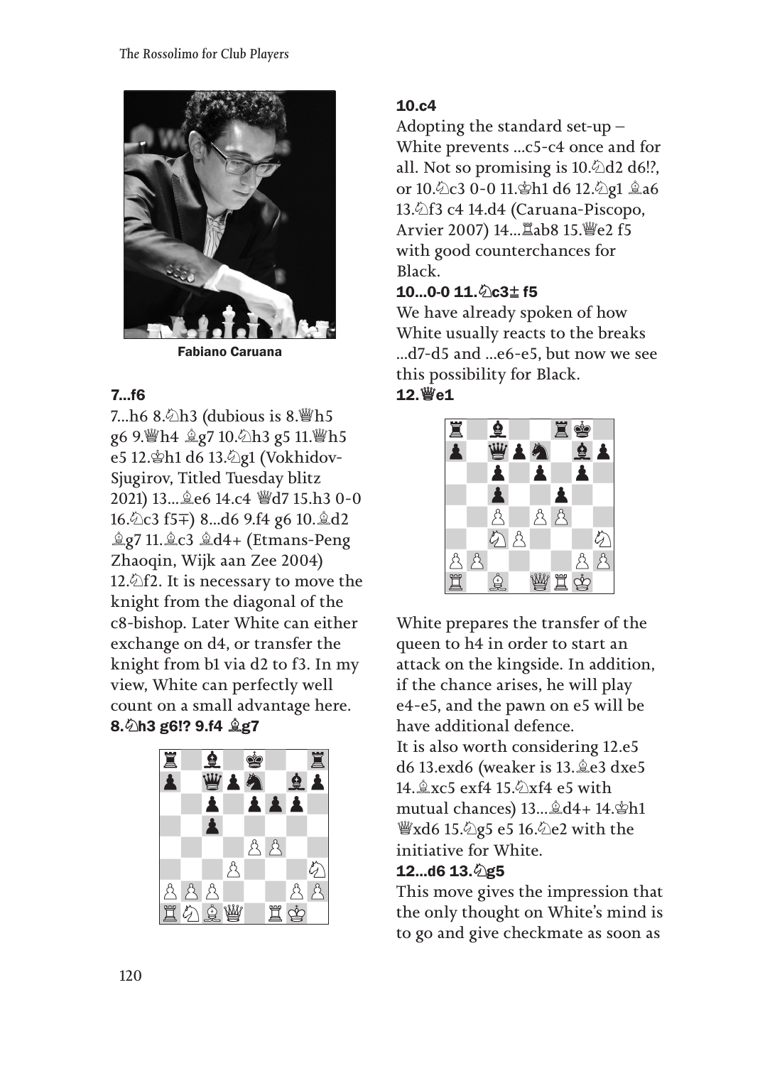Fabiano Caruana

**7...f6**

7...h6 8.♘h3 (dubious is 8.♕h5 g6 9.♕h4 ♗g7 10.♘h3 g5 11.♕h5 e5 12.♔h1 d6 13.♘g1 (Vokhidov-Sjugirov, Titled Tuesday blitz 2021) 13...♗e6 14.c4 ♕d7 15.h3 0-0 16.♘c3 f5∓) 8...d6 9.f4 g6 10.♗d2 ♗g7 11.♗c3 ♗d4+ (Etmans-Peng Zhaoqin, Wijk aan Zee 2004) 12.♘f2. It is necessary to move the knight from the diagonal of the c8-bishop. Later White can either exchange on d4, or transfer the knight from b1 via d2 to f3. In my view, White can perfectly well count on a small advantage here.

**8.♘h3 g6!? 9.f4 ♗g7**

**10.c4**

Adopting the standard set-up – White prevents ...c5-c4 once and for all. Not so promising is 10.♘d2 d6!?, or 10.♘c3 0-0 11.♔h1 d6 12.♘g1 ♗a6 13.♘f3 c4 14.d4 (Caruana-Piscopo, Arvier 2007) 14...♖ab8 15.♕e2 f5 with good counterchances for Black.

**10...0-0 11.♘c3± f5**

We have already spoken of how White usually reacts to the breaks ...d7-d5 and ...e6-e5, but now we see this possibility for Black.

**12.♕e1**

White prepares the transfer of the queen to h4 in order to start an attack on the kingside. In addition, if the chance arises, he will play e4-e5, and the pawn on e5 will be have additional defence.

It is also worth considering 12.e5 d6 13.exd6 (weaker is 13.♗e3 dxe5 14.♗xc5 exf4 15.♘xf4 e5 with mutual chances) 13...♗d4+ 14.♔h1 ♕xd6 15.♘g5 e5 16.♘e2 with the initiative for White.

**12...d6 13.♘g5**

This move gives the impression that the only thought on White's mind is to go and give checkmate as soon as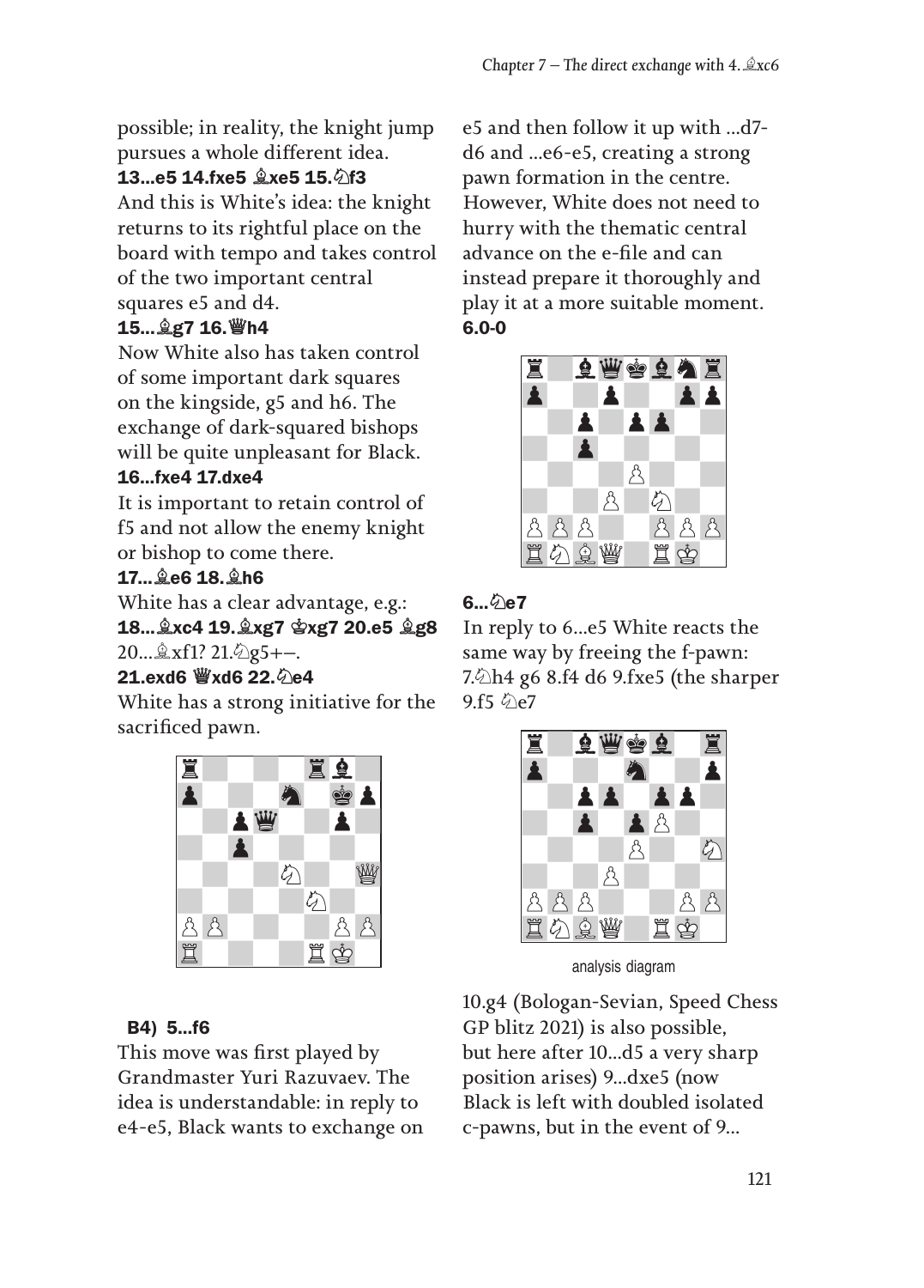possible; in reality, the knight jump pursues a whole different idea.

**13...e5 14.fxe5 ♗xe5 15.♘f3**

And this is White's idea: the knight returns to its rightful place on the board with tempo and takes control of the two important central squares e5 and d4.

**15...♗g7 16.♕h4**

Now White also has taken control of some important dark squares on the kingside, g5 and h6. The exchange of dark-squared bishops will be quite unpleasant for Black.

**16...fxe4 17.dxe4**

It is important to retain control of f5 and not allow the enemy knight or bishop to come there.

**17...♗e6 18.♗h6**

White has a clear advantage, e.g.:

**18...♗xc4 19.♗xg7 ♔xg7 20.e5 ♗g8**

20...♗xf1? 21.♘g5+–.

**21.exd6 ♕xd6 22.♘e4**

White has a strong initiative for the sacrificed pawn.

### B4) 5...f6

This move was first played by Grandmaster Yuri Razuvaev. The idea is understandable: in reply to e4-e5, Black wants to exchange on e5 and then follow it up with ...d7-d6 and ...e6-e5, creating a strong pawn formation in the centre. However, White does not need to hurry with the thematic central advance on the e-file and can instead prepare it thoroughly and play it at a more suitable moment.

**6.0-0**

**6...♘e7**

In reply to 6...e5 White reacts the same way by freeing the f-pawn: 7.♘h4 g6 8.f4 d6 9.fxe5 (the sharper 9.f5 ♘e7

analysis diagram

10.g4 (Bologan-Sevian, Speed Chess GP blitz 2021) is also possible, but here after 10...d5 a very sharp position arises) 9...dxe5 (now Black is left with doubled isolated c-pawns, but in the event of 9...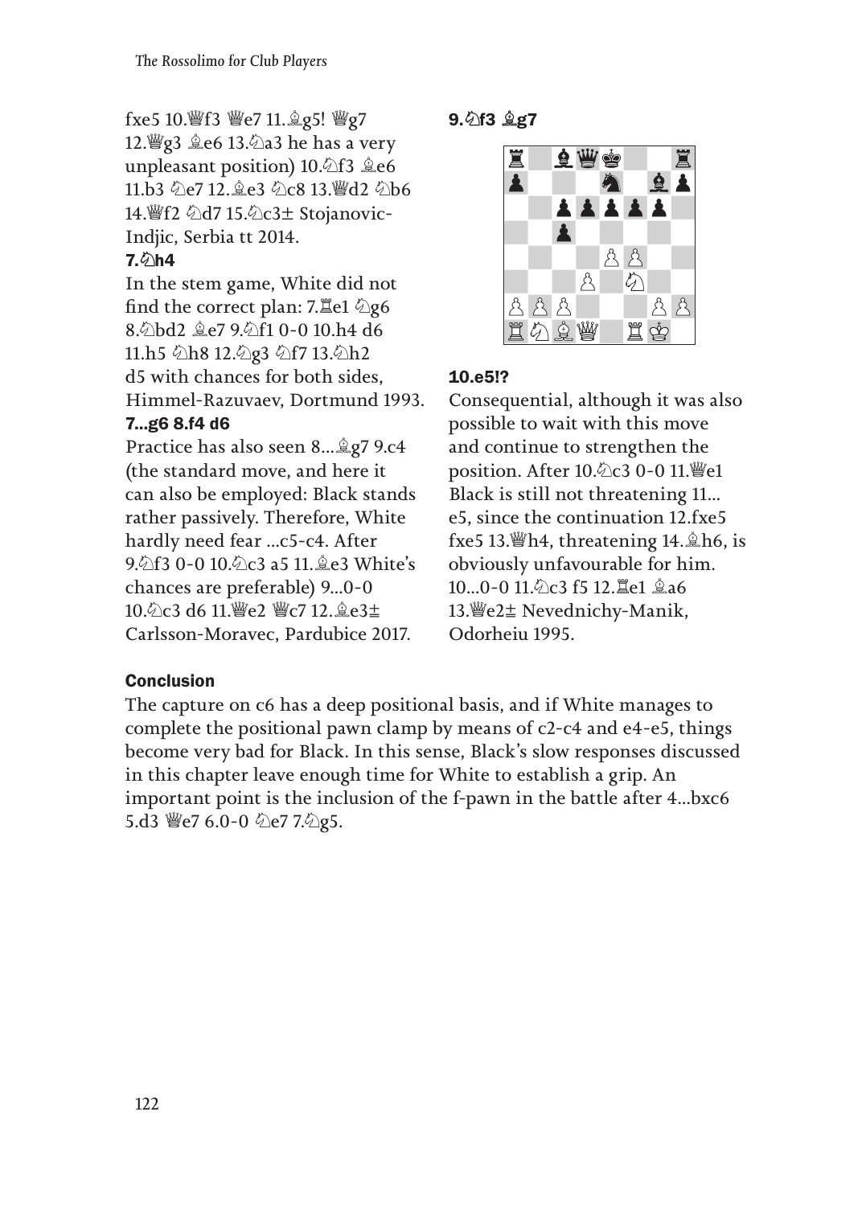fxe5 10.♕f3 ♕e7 11.♗g5! ♕g7 12.♕g3 ♗e6 13.♘a3 he has a very unpleasant position) 10.♘f3 ♗e6 11.b3 ♘e7 12.♗e3 ♘c8 13.♕d2 ♘b6 14.♕f2 ♘d7 15.♘c3± Stojanovic-Indjic, Serbia tt 2014.

**7.♘h4**

In the stem game, White did not find the correct plan: 7.♖e1 ♘g6 8.♘bd2 ♗e7 9.♘f1 0-0 10.h4 d6 11.h5 ♘h8 12.♘g3 ♘f7 13.♘h2 d5 with chances for both sides, Himmel-Razuvaev, Dortmund 1993.

**7...g6 8.f4 d6**

Practice has also seen 8...♗g7 9.c4 (the standard move, and here it can also be employed: Black stands rather passively. Therefore, White hardly need fear ...c5-c4. After 9.♘f3 0-0 10.♘c3 a5 11.♗e3 White's chances are preferable) 9...0-0 10.♘c3 d6 11.♕e2 ♕c7 12.♗e3± Carlsson-Moravec, Pardubice 2017.

**9.♘f3 ♗g7**

**10.e5!?**

Consequential, although it was also possible to wait with this move and continue to strengthen the position. After 10.♘c3 0-0 11.♕e1 Black is still not threatening 11...e5, since the continuation 12.fxe5 fxe5 13.♕h4, threatening 14.♗h6, is obviously unfavourable for him.

10...0-0 11.♘c3 f5 12.♖e1 ♗a6 13.♕e2± Nevednichy-Manik, Odorheiu 1995.

### Conclusion

The capture on c6 has a deep positional basis, and if White manages to complete the positional pawn clamp by means of c2-c4 and e4-e5, things become very bad for Black. In this sense, Black's slow responses discussed in this chapter leave enough time for White to establish a grip. An important point is the inclusion of the f-pawn in the battle after 4...bxc6 5.d3 ♕e7 6.0-0 ♘e7 7.♘g5.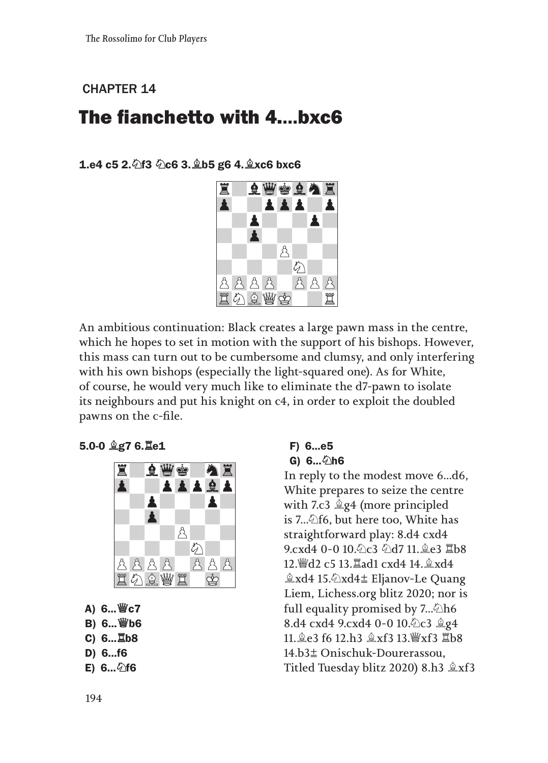## CHAPTER 14

# The fianchetto with 4....bxc6

**1.e4 c5 2.♘f3 ♘c6 3.♗b5 g6 4.♗xc6 bxc6**

An ambitious continuation: Black creates a large pawn mass in the centre, which he hopes to set in motion with the support of his bishops. However, this mass can turn out to be cumbersome and clumsy, and only interfering with his own bishops (especially the light-squared one). As for White, of course, he would very much like to eliminate the d7-pawn to isolate its neighbours and put his knight on c4, in order to exploit the doubled pawns on the c-file.

**5.0-0 ♗g7 6.♖e1**

- **A) 6...♕c7**
- **B) 6...♕b6**
- **C) 6...♖b8**
- **D) 6...f6**
- **E) 6...♘f6**
- **F) 6...e5**
- **G) 6...♘h6**

In reply to the modest move 6...d6, White prepares to seize the centre with 7.c3 ♗g4 (more principled is 7...♘f6, but here too, White has straightforward play: 8.d4 cxd4 9.cxd4 0-0 10.♘c3 ♘d7 11.♗e3 ♖b8 12.♕d2 c5 13.♖ad1 cxd4 14.♗xd4 ♗xd4 15.♘xd4± Eljanov-Le Quang Liem, Lichess.org blitz 2020; nor is full equality promised by 7...♘h6 8.d4 cxd4 9.cxd4 0-0 10.♘c3 ♗g4 11.♗e3 f6 12.h3 ♗xf3 13.♕xf3 ♖b8 14.b3± Onischuk-Dourerassou, Titled Tuesday blitz 2020) 8.h3 ♗xf3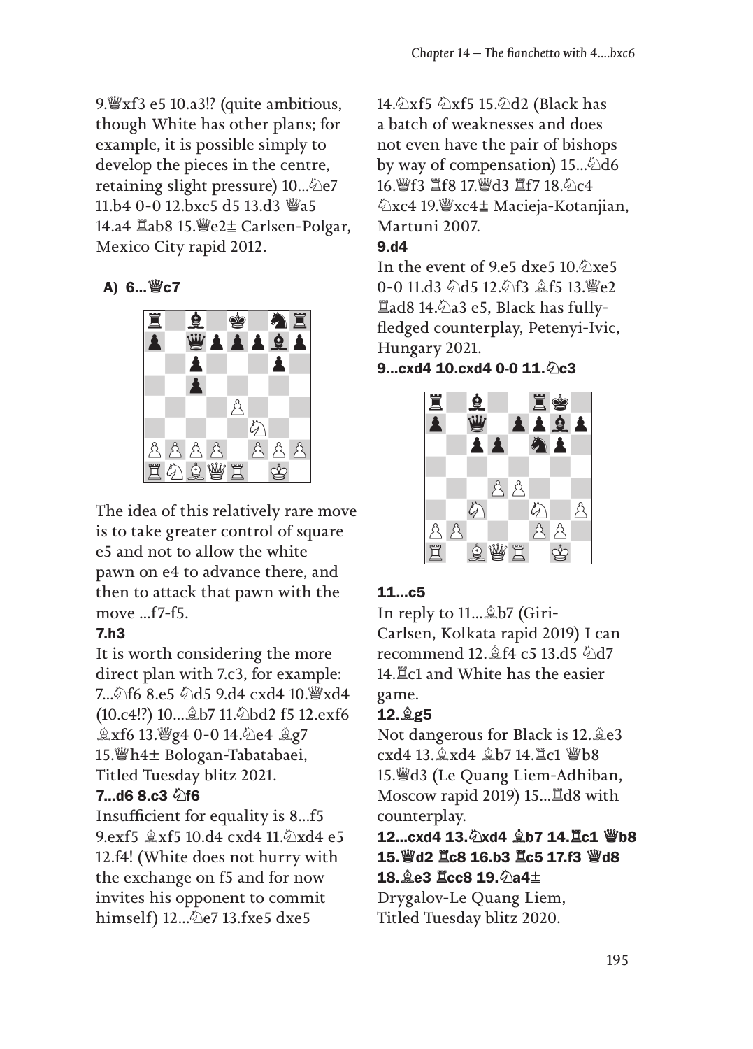9.♕xf3 e5 10.a3!? (quite ambitious, though White has other plans; for example, it is possible simply to develop the pieces in the centre, retaining slight pressure) 10...♘e7 11.b4 0-0 12.bxc5 d5 13.d3 ♕a5 14.a4 ♖ab8 15.♕e2± Carlsen-Polgar, Mexico City rapid 2012.

**A) 6...♕c7**

The idea of this relatively rare move is to take greater control of square e5 and not to allow the white pawn on e4 to advance there, and then to attack that pawn with the move ...f7-f5.

**7.h3**

It is worth considering the more direct plan with 7.c3, for example: 7...♘f6 8.e5 ♘d5 9.d4 cxd4 10.♕xd4 (10.c4!?) 10...♗b7 11.♘bd2 f5 12.exf6 ♗xf6 13.♕g4 0-0 14.♘e4 ♗g7 15.♕h4± Bologan-Tabatabaei, Titled Tuesday blitz 2021.

**7...d6 8.c3 ♘f6**

Insufficient for equality is 8...f5 9.exf5 ♗xf5 10.d4 cxd4 11.♘xd4 e5 12.f4! (White does not hurry with the exchange on f5 and for now invites his opponent to commit himself) 12...♘e7 13.fxe5 dxe5 14.♘xf5 ♘xf5 15.♘d2 (Black has a batch of weaknesses and does not even have the pair of bishops by way of compensation) 15...♘d6 16.♕f3 ♖f8 17.♕d3 ♖f7 18.♘c4 ♘xc4 19.♕xc4± Macieja-Kotanjian, Martuni 2007.

**9.d4**

In the event of 9.e5 dxe5 10.♘xe5 0-0 11.d3 ♘d5 12.♘f3 ♗f5 13.♕e2 ♖ad8 14.♘a3 e5, Black has fully-fledged counterplay, Petenyi-Ivic, Hungary 2021.

**9...cxd4 10.cxd4 0-0 11.♘c3**

**11...c5**

In reply to 11...♗b7 (Giri-Carlsen, Kolkata rapid 2019) I can recommend 12.♗f4 c5 13.d5 ♘d7 14.♖c1 and White has the easier game.

**12.♗g5**

Not dangerous for Black is 12.♗e3 cxd4 13.♗xd4 ♗b7 14.♖c1 ♕b8 15.♕d3 (Le Quang Liem-Adhiban, Moscow rapid 2019) 15...♖d8 with counterplay.

**12...cxd4 13.♘xd4 ♗b7 14.♖c1 ♕b8 15.♕d2 ♖c8 16.b3 ♖c5 17.f3 ♕d8 18.♗e3 ♖cc8 19.♘a4±**

Drygalov-Le Quang Liem, Titled Tuesday blitz 2020.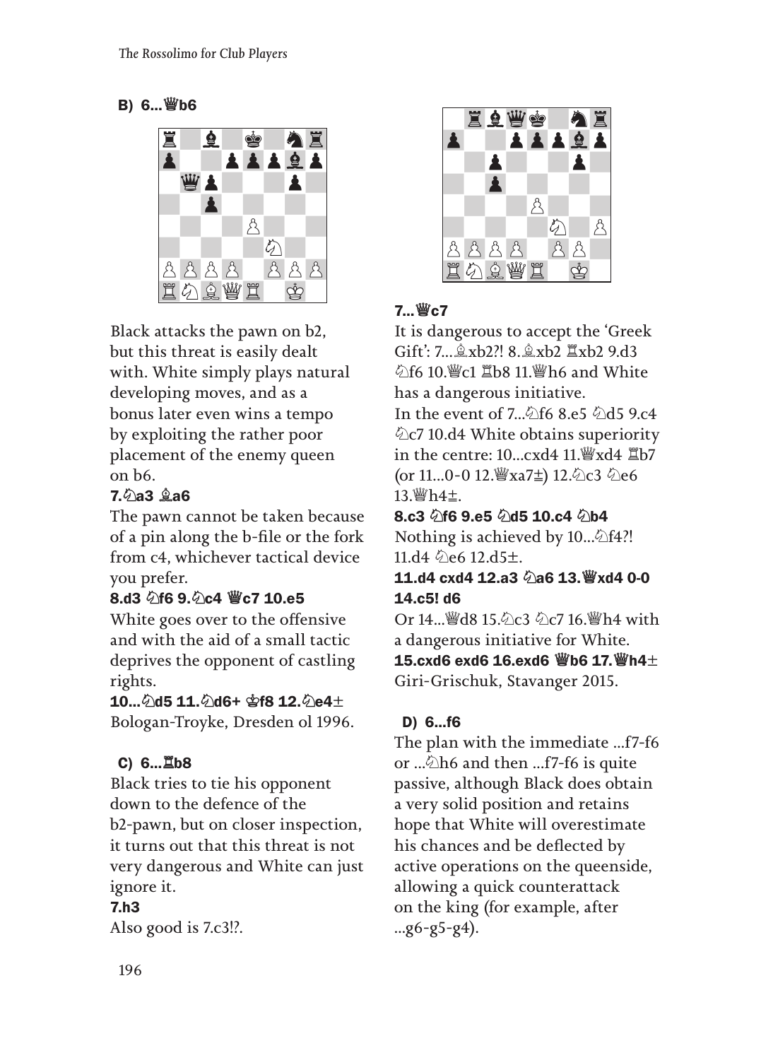**B) 6...♕b6**

Black attacks the pawn on b2, but this threat is easily dealt with. White simply plays natural developing moves, and as a bonus later even wins a tempo by exploiting the rather poor placement of the enemy queen on b6.

**7.♘a3 ♗a6**

The pawn cannot be taken because of a pin along the b-file or the fork from c4, whichever tactical device you prefer.

**8.d3 ♘f6 9.♘c4 ♕c7 10.e5**

White goes over to the offensive and with the aid of a small tactic deprives the opponent of castling rights.

**10...♘d5 11.♘d6+ ♔f8 12.♘e4±**

Bologan-Troyke, Dresden ol 1996.

**C) 6...♖b8**

Black tries to tie his opponent down to the defence of the b2-pawn, but on closer inspection, it turns out that this threat is not very dangerous and White can just ignore it.

**7.h3**

Also good is 7.c3!?.

**7...♕c7**

It is dangerous to accept the 'Greek Gift': 7...♗xb2?! 8.♗xb2 ♖xb2 9.d3 ♘f6 10.♕c1 ♖b8 11.♕h6 and White has a dangerous initiative.

In the event of 7...♘f6 8.e5 ♘d5 9.c4 ♘c7 10.d4 White obtains superiority in the centre: 10...cxd4 11.♕xd4 ♖b7 (or 11...0-0 12.♕xa7±) 12.♘c3 ♘e6 13.♕h4±.

**8.c3 ♘f6 9.e5 ♘d5 10.c4 ♘b4**

Nothing is achieved by 10...♘f4?! 11.d4 ♘e6 12.d5±.

**11.d4 cxd4 12.a3 ♘a6 13.♕xd4 0-0 14.c5! d6**

Or 14...♕d8 15.♘c3 ♘c7 16.♕h4 with a dangerous initiative for White.

**15.cxd6 exd6 16.exd6 ♕b6 17.♕h4±**

Giri-Grischuk, Stavanger 2015.

**D) 6...f6**

The plan with the immediate ...f7-f6 or ...♘h6 and then ...f7-f6 is quite passive, although Black does obtain a very solid position and retains hope that White will overestimate his chances and be deflected by active operations on the queenside, allowing a quick counterattack on the king (for example, after ...g6-g5-g4).